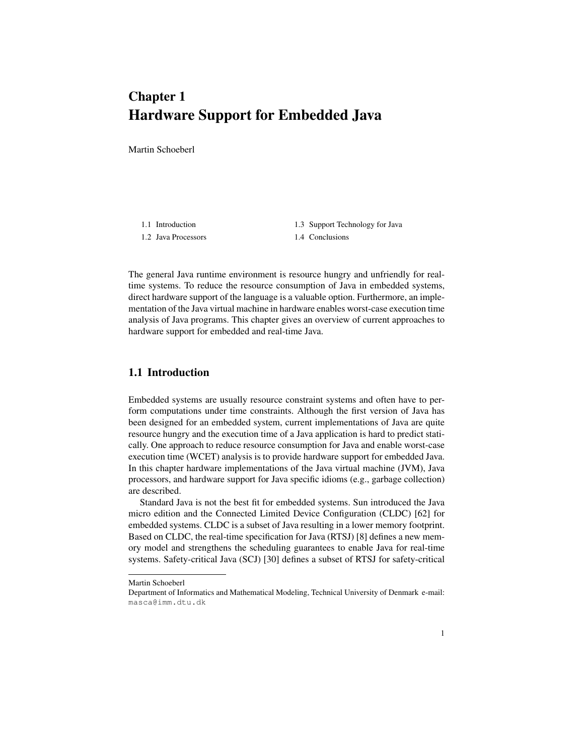# Chapter 1
# Hardware Support for Embedded Java

Martin Schoeberl

- 1.1 Introduction
- 1.2 Java Processors
- 1.3 Support Technology for Java
- 1.4 Conclusions

The general Java runtime environment is resource hungry and unfriendly for real-time systems. To reduce the resource consumption of Java in embedded systems, direct hardware support of the language is a valuable option. Furthermore, an implementation of the Java virtual machine in hardware enables worst-case execution time analysis of Java programs. This chapter gives an overview of current approaches to hardware support for embedded and real-time Java.

## 1.1 Introduction

Embedded systems are usually resource constraint systems and often have to perform computations under time constraints. Although the first version of Java has been designed for an embedded system, current implementations of Java are quite resource hungry and the execution time of a Java application is hard to predict statically. One approach to reduce resource consumption for Java and enable worst-case execution time (WCET) analysis is to provide hardware support for embedded Java. In this chapter hardware implementations of the Java virtual machine (JVM), Java processors, and hardware support for Java specific idioms (e.g., garbage collection) are described.

Standard Java is not the best fit for embedded systems. Sun introduced the Java micro edition and the Connected Limited Device Configuration (CLDC) [62] for embedded systems. CLDC is a subset of Java resulting in a lower memory footprint. Based on CLDC, the real-time specification for Java (RTSJ) [8] defines a new memory model and strengthens the scheduling guarantees to enable Java for real-time systems. Safety-critical Java (SCJ) [30] defines a subset of RTSJ for safety-critical

---

Martin Schoeberl
Department of Informatics and Mathematical Modeling, Technical University of Denmark e-mail: masca@imm.dtu.dk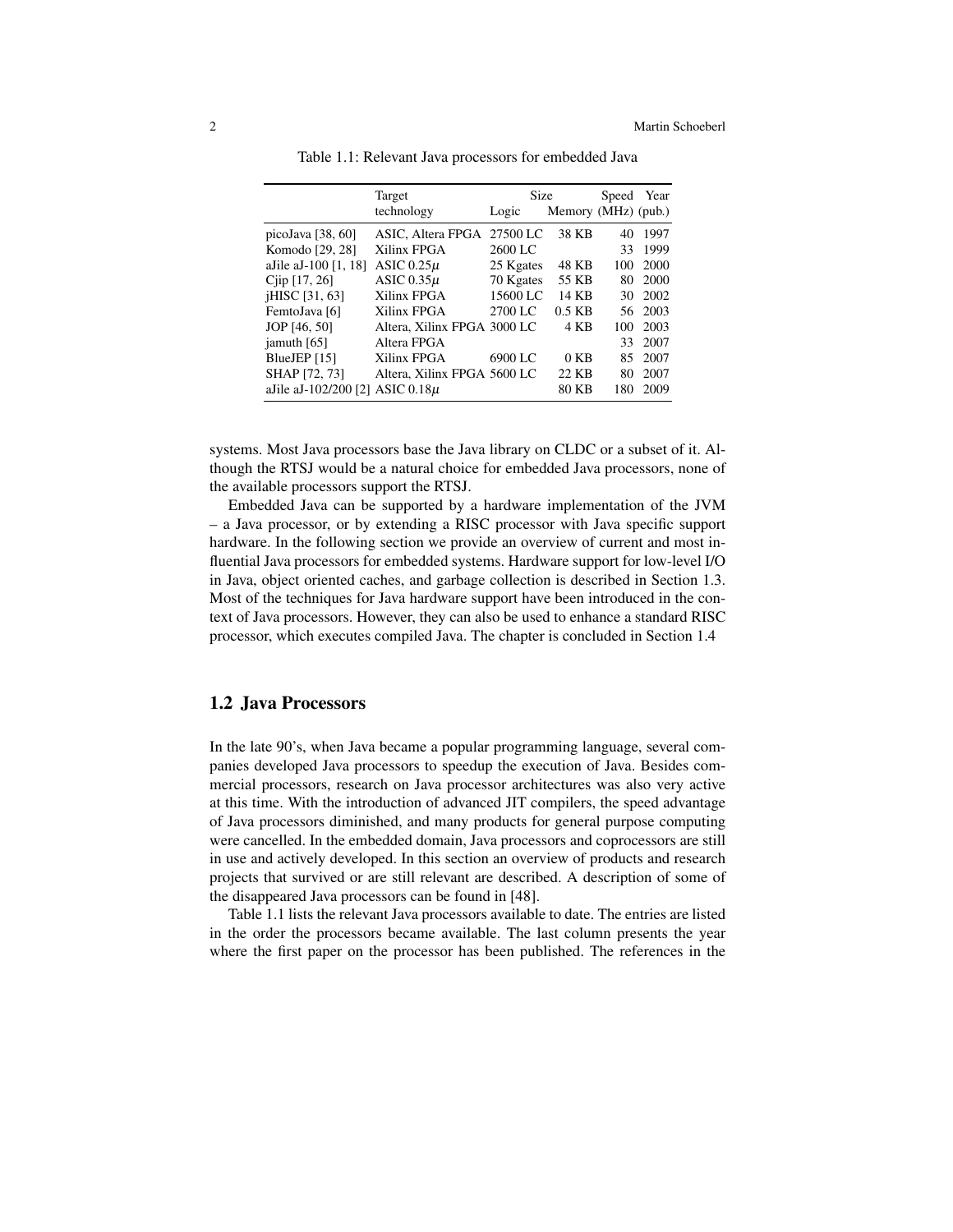Table 1.1: Relevant Java processors for embedded Java

| | Target technology | Size Logic | Size Memory | Speed (MHz) | Year (pub.) |
|---|---|---|---|---|---|
| picoJava [38, 60] | ASIC, Altera FPGA | 27500 LC | 38 KB | 40 | 1997 |
| Komodo [29, 28] | Xilinx FPGA | 2600 LC | | 33 | 1999 |
| aJile aJ-100 [1, 18] | ASIC 0.25$\mu$ | 25 Kgates | 48 KB | 100 | 2000 |
| Cjip [17, 26] | ASIC 0.35$\mu$ | 70 Kgates | 55 KB | 80 | 2000 |
| jHISC [31, 63] | Xilinx FPGA | 15600 LC | 14 KB | 30 | 2002 |
| FemtoJava [6] | Xilinx FPGA | 2700 LC | 0.5 KB | 56 | 2003 |
| JOP [46, 50] | Altera, Xilinx FPGA | 3000 LC | 4 KB | 100 | 2003 |
| jamuth [65] | Altera FPGA | | | 33 | 2007 |
| BlueJEP [15] | Xilinx FPGA | 6900 LC | 0 KB | 85 | 2007 |
| SHAP [72, 73] | Altera, Xilinx FPGA | 5600 LC | 22 KB | 80 | 2007 |
| aJile aJ-102/200 [2] | ASIC 0.18$\mu$ | | 80 KB | 180 | 2009 |

systems. Most Java processors base the Java library on CLDC or a subset of it. Although the RTSJ would be a natural choice for embedded Java processors, none of the available processors support the RTSJ.

Embedded Java can be supported by a hardware implementation of the JVM – a Java processor, or by extending a RISC processor with Java specific support hardware. In the following section we provide an overview of current and most influential Java processors for embedded systems. Hardware support for low-level I/O in Java, object oriented caches, and garbage collection is described in Section 1.3. Most of the techniques for Java hardware support have been introduced in the context of Java processors. However, they can also be used to enhance a standard RISC processor, which executes compiled Java. The chapter is concluded in Section 1.4

## 1.2 Java Processors

In the late 90's, when Java became a popular programming language, several companies developed Java processors to speedup the execution of Java. Besides commercial processors, research on Java processor architectures was also very active at this time. With the introduction of advanced JIT compilers, the speed advantage of Java processors diminished, and many products for general purpose computing were cancelled. In the embedded domain, Java processors and coprocessors are still in use and actively developed. In this section an overview of products and research projects that survived or are still relevant are described. A description of some of the disappeared Java processors can be found in [48].

Table 1.1 lists the relevant Java processors available to date. The entries are listed in the order the processors became available. The last column presents the year where the first paper on the processor has been published. The references in the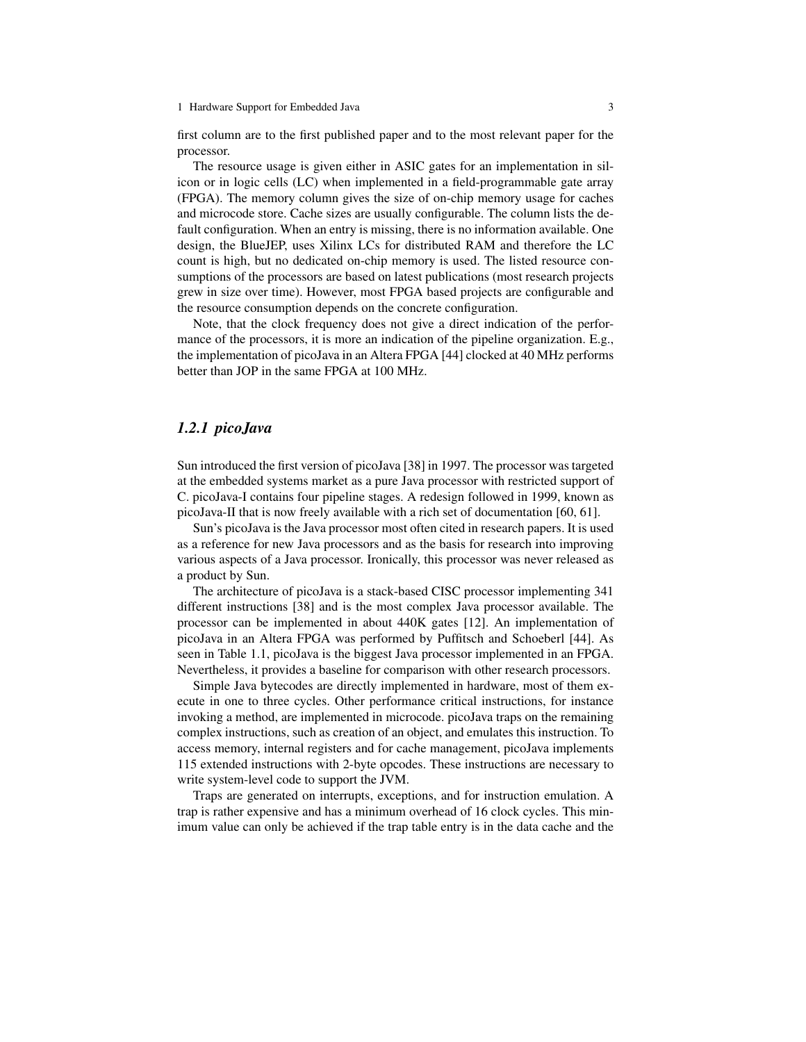first column are to the first published paper and to the most relevant paper for the processor.

The resource usage is given either in ASIC gates for an implementation in silicon or in logic cells (LC) when implemented in a field-programmable gate array (FPGA). The memory column gives the size of on-chip memory usage for caches and microcode store. Cache sizes are usually configurable. The column lists the default configuration. When an entry is missing, there is no information available. One design, the BlueJEP, uses Xilinx LCs for distributed RAM and therefore the LC count is high, but no dedicated on-chip memory is used. The listed resource consumptions of the processors are based on latest publications (most research projects grew in size over time). However, most FPGA based projects are configurable and the resource consumption depends on the concrete configuration.

Note, that the clock frequency does not give a direct indication of the performance of the processors, it is more an indication of the pipeline organization. E.g., the implementation of picoJava in an Altera FPGA [44] clocked at 40 MHz performs better than JOP in the same FPGA at 100 MHz.

### *1.2.1 picoJava*

Sun introduced the first version of picoJava [38] in 1997. The processor was targeted at the embedded systems market as a pure Java processor with restricted support of C. picoJava-I contains four pipeline stages. A redesign followed in 1999, known as picoJava-II that is now freely available with a rich set of documentation [60, 61].

Sun's picoJava is the Java processor most often cited in research papers. It is used as a reference for new Java processors and as the basis for research into improving various aspects of a Java processor. Ironically, this processor was never released as a product by Sun.

The architecture of picoJava is a stack-based CISC processor implementing 341 different instructions [38] and is the most complex Java processor available. The processor can be implemented in about 440K gates [12]. An implementation of picoJava in an Altera FPGA was performed by Puffitsch and Schoeberl [44]. As seen in Table 1.1, picoJava is the biggest Java processor implemented in an FPGA. Nevertheless, it provides a baseline for comparison with other research processors.

Simple Java bytecodes are directly implemented in hardware, most of them execute in one to three cycles. Other performance critical instructions, for instance invoking a method, are implemented in microcode. picoJava traps on the remaining complex instructions, such as creation of an object, and emulates this instruction. To access memory, internal registers and for cache management, picoJava implements 115 extended instructions with 2-byte opcodes. These instructions are necessary to write system-level code to support the JVM.

Traps are generated on interrupts, exceptions, and for instruction emulation. A trap is rather expensive and has a minimum overhead of 16 clock cycles. This minimum value can only be achieved if the trap table entry is in the data cache and the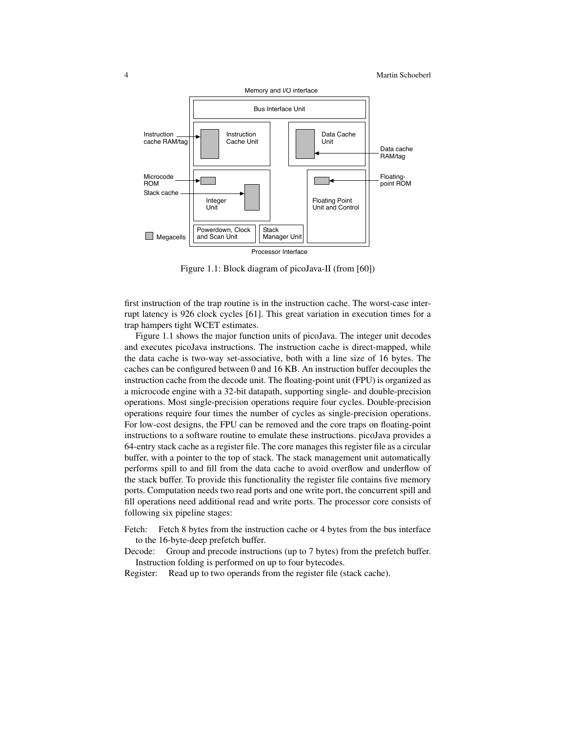Figure 1.1: Block diagram of picoJava-II (from [60])

first instruction of the trap routine is in the instruction cache. The worst-case interrupt latency is 926 clock cycles [61]. This great variation in execution times for a trap hampers tight WCET estimates.

Figure 1.1 shows the major function units of picoJava. The integer unit decodes and executes picoJava instructions. The instruction cache is direct-mapped, while the data cache is two-way set-associative, both with a line size of 16 bytes. The caches can be configured between 0 and 16 KB. An instruction buffer decouples the instruction cache from the decode unit. The floating-point unit (FPU) is organized as a microcode engine with a 32-bit datapath, supporting single- and double-precision operations. Most single-precision operations require four cycles. Double-precision operations require four times the number of cycles as single-precision operations. For low-cost designs, the FPU can be removed and the core traps on floating-point instructions to a software routine to emulate these instructions. picoJava provides a 64-entry stack cache as a register file. The core manages this register file as a circular buffer, with a pointer to the top of stack. The stack management unit automatically performs spill to and fill from the data cache to avoid overflow and underflow of the stack buffer. To provide this functionality the register file contains five memory ports. Computation needs two read ports and one write port, the concurrent spill and fill operations need additional read and write ports. The processor core consists of following six pipeline stages:

Fetch: Fetch 8 bytes from the instruction cache or 4 bytes from the bus interface to the 16-byte-deep prefetch buffer.

Decode: Group and precode instructions (up to 7 bytes) from the prefetch buffer. Instruction folding is performed on up to four bytecodes.

Register: Read up to two operands from the register file (stack cache).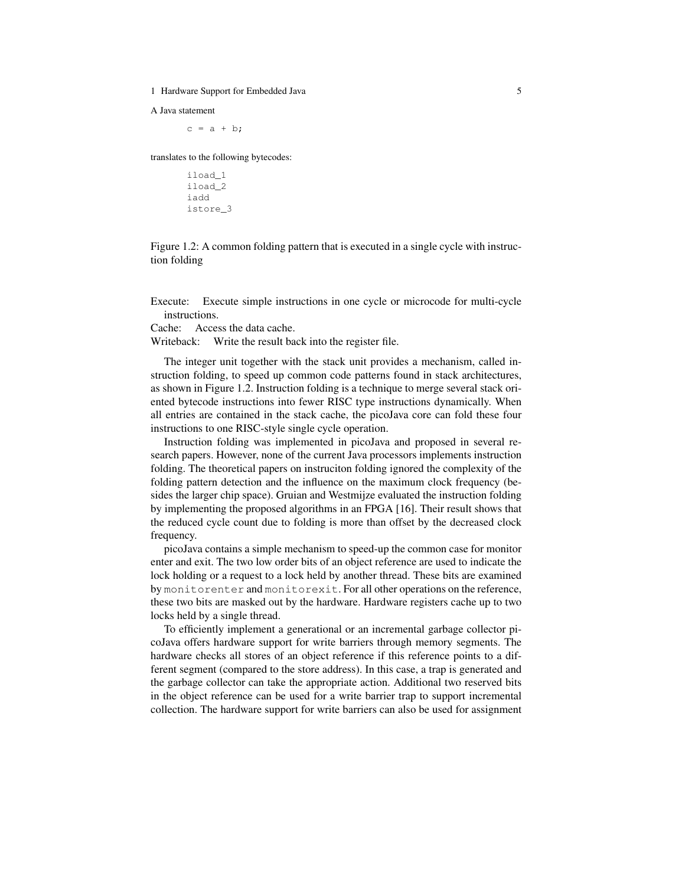A Java statement

```
c = a + b;
```

translates to the following bytecodes:

```
iload_1
iload_2
iadd
istore_3
```

Figure 1.2: A common folding pattern that is executed in a single cycle with instruction folding

Execute: Execute simple instructions in one cycle or microcode for multi-cycle instructions.
Cache: Access the data cache.
Writeback: Write the result back into the register file.

The integer unit together with the stack unit provides a mechanism, called instruction folding, to speed up common code patterns found in stack architectures, as shown in Figure 1.2. Instruction folding is a technique to merge several stack oriented bytecode instructions into fewer RISC type instructions dynamically. When all entries are contained in the stack cache, the picoJava core can fold these four instructions to one RISC-style single cycle operation.

Instruction folding was implemented in picoJava and proposed in several research papers. However, none of the current Java processors implements instruction folding. The theoretical papers on instruciton folding ignored the complexity of the folding pattern detection and the influence on the maximum clock frequency (besides the larger chip space). Gruian and Westmijze evaluated the instruction folding by implementing the proposed algorithms in an FPGA [16]. Their result shows that the reduced cycle count due to folding is more than offset by the decreased clock frequency.

picoJava contains a simple mechanism to speed-up the common case for monitor enter and exit. The two low order bits of an object reference are used to indicate the lock holding or a request to a lock held by another thread. These bits are examined by `monitorenter` and `monitorexit`. For all other operations on the reference, these two bits are masked out by the hardware. Hardware registers cache up to two locks held by a single thread.

To efficiently implement a generational or an incremental garbage collector picoJava offers hardware support for write barriers through memory segments. The hardware checks all stores of an object reference if this reference points to a different segment (compared to the store address). In this case, a trap is generated and the garbage collector can take the appropriate action. Additional two reserved bits in the object reference can be used for a write barrier trap to support incremental collection. The hardware support for write barriers can also be used for assignment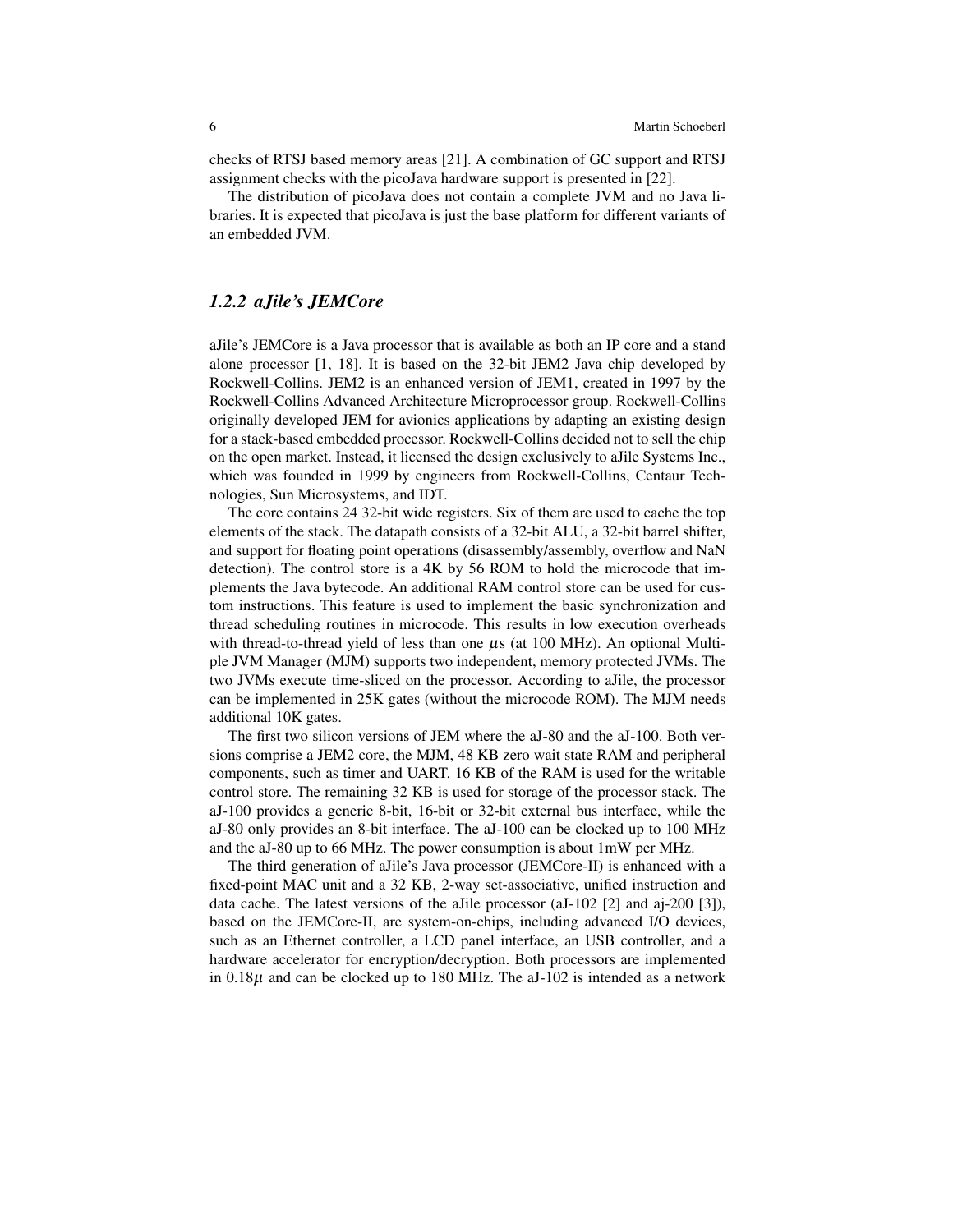checks of RTSJ based memory areas [21]. A combination of GC support and RTSJ assignment checks with the picoJava hardware support is presented in [22].

The distribution of picoJava does not contain a complete JVM and no Java libraries. It is expected that picoJava is just the base platform for different variants of an embedded JVM.

### *1.2.2 aJile's JEMCore*

aJile's JEMCore is a Java processor that is available as both an IP core and a stand alone processor [1, 18]. It is based on the 32-bit JEM2 Java chip developed by Rockwell-Collins. JEM2 is an enhanced version of JEM1, created in 1997 by the Rockwell-Collins Advanced Architecture Microprocessor group. Rockwell-Collins originally developed JEM for avionics applications by adapting an existing design for a stack-based embedded processor. Rockwell-Collins decided not to sell the chip on the open market. Instead, it licensed the design exclusively to aJile Systems Inc., which was founded in 1999 by engineers from Rockwell-Collins, Centaur Technologies, Sun Microsystems, and IDT.

The core contains 24 32-bit wide registers. Six of them are used to cache the top elements of the stack. The datapath consists of a 32-bit ALU, a 32-bit barrel shifter, and support for floating point operations (disassembly/assembly, overflow and NaN detection). The control store is a 4K by 56 ROM to hold the microcode that implements the Java bytecode. An additional RAM control store can be used for custom instructions. This feature is used to implement the basic synchronization and thread scheduling routines in microcode. This results in low execution overheads with thread-to-thread yield of less than one $\mu$s (at 100 MHz). An optional Multiple JVM Manager (MJM) supports two independent, memory protected JVMs. The two JVMs execute time-sliced on the processor. According to aJile, the processor can be implemented in 25K gates (without the microcode ROM). The MJM needs additional 10K gates.

The first two silicon versions of JEM where the aJ-80 and the aJ-100. Both versions comprise a JEM2 core, the MJM, 48 KB zero wait state RAM and peripheral components, such as timer and UART. 16 KB of the RAM is used for the writable control store. The remaining 32 KB is used for storage of the processor stack. The aJ-100 provides a generic 8-bit, 16-bit or 32-bit external bus interface, while the aJ-80 only provides an 8-bit interface. The aJ-100 can be clocked up to 100 MHz and the aJ-80 up to 66 MHz. The power consumption is about 1mW per MHz.

The third generation of aJile's Java processor (JEMCore-II) is enhanced with a fixed-point MAC unit and a 32 KB, 2-way set-associative, unified instruction and data cache. The latest versions of the aJile processor (aJ-102 [2] and aj-200 [3]), based on the JEMCore-II, are system-on-chips, including advanced I/O devices, such as an Ethernet controller, a LCD panel interface, an USB controller, and a hardware accelerator for encryption/decryption. Both processors are implemented in $0.18\mu$ and can be clocked up to 180 MHz. The aJ-102 is intended as a network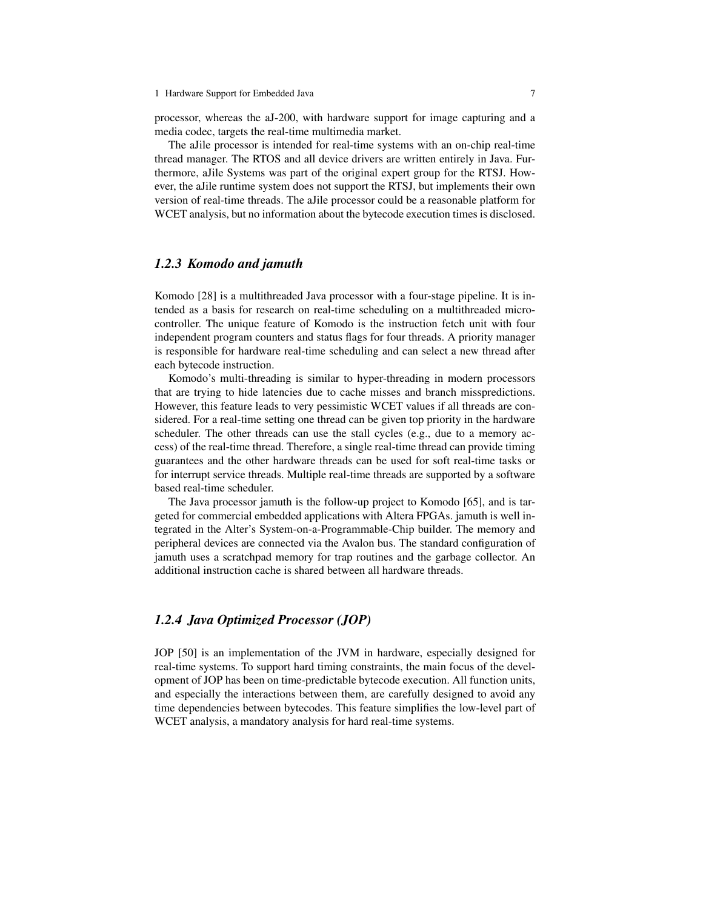processor, whereas the aJ-200, with hardware support for image capturing and a media codec, targets the real-time multimedia market.

The aJile processor is intended for real-time systems with an on-chip real-time thread manager. The RTOS and all device drivers are written entirely in Java. Furthermore, aJile Systems was part of the original expert group for the RTSJ. However, the aJile runtime system does not support the RTSJ, but implements their own version of real-time threads. The aJile processor could be a reasonable platform for WCET analysis, but no information about the bytecode execution times is disclosed.

### *1.2.3 Komodo and jamuth*

Komodo [28] is a multithreaded Java processor with a four-stage pipeline. It is intended as a basis for research on real-time scheduling on a multithreaded microcontroller. The unique feature of Komodo is the instruction fetch unit with four independent program counters and status flags for four threads. A priority manager is responsible for hardware real-time scheduling and can select a new thread after each bytecode instruction.

Komodo's multi-threading is similar to hyper-threading in modern processors that are trying to hide latencies due to cache misses and branch misspredictions. However, this feature leads to very pessimistic WCET values if all threads are considered. For a real-time setting one thread can be given top priority in the hardware scheduler. The other threads can use the stall cycles (e.g., due to a memory access) of the real-time thread. Therefore, a single real-time thread can provide timing guarantees and the other hardware threads can be used for soft real-time tasks or for interrupt service threads. Multiple real-time threads are supported by a software based real-time scheduler.

The Java processor jamuth is the follow-up project to Komodo [65], and is targeted for commercial embedded applications with Altera FPGAs. jamuth is well integrated in the Alter's System-on-a-Programmable-Chip builder. The memory and peripheral devices are connected via the Avalon bus. The standard configuration of jamuth uses a scratchpad memory for trap routines and the garbage collector. An additional instruction cache is shared between all hardware threads.

### *1.2.4 Java Optimized Processor (JOP)*

JOP [50] is an implementation of the JVM in hardware, especially designed for real-time systems. To support hard timing constraints, the main focus of the development of JOP has been on time-predictable bytecode execution. All function units, and especially the interactions between them, are carefully designed to avoid any time dependencies between bytecodes. This feature simplifies the low-level part of WCET analysis, a mandatory analysis for hard real-time systems.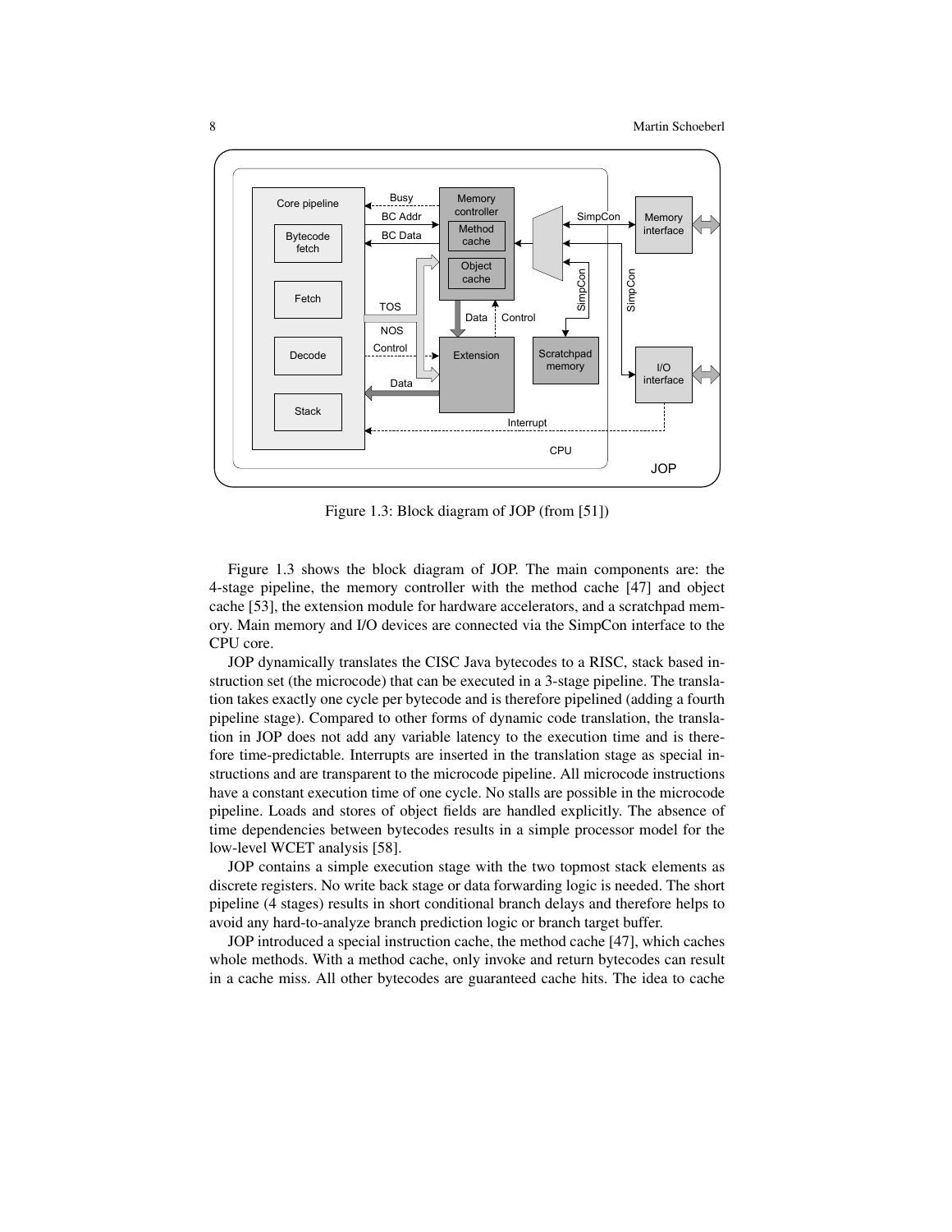Figure 1.3: Block diagram of JOP (from [51])

Figure 1.3 shows the block diagram of JOP. The main components are: the 4-stage pipeline, the memory controller with the method cache [47] and object cache [53], the extension module for hardware accelerators, and a scratchpad memory. Main memory and I/O devices are connected via the SimpCon interface to the CPU core.

JOP dynamically translates the CISC Java bytecodes to a RISC, stack based instruction set (the microcode) that can be executed in a 3-stage pipeline. The translation takes exactly one cycle per bytecode and is therefore pipelined (adding a fourth pipeline stage). Compared to other forms of dynamic code translation, the translation in JOP does not add any variable latency to the execution time and is therefore time-predictable. Interrupts are inserted in the translation stage as special instructions and are transparent to the microcode pipeline. All microcode instructions have a constant execution time of one cycle. No stalls are possible in the microcode pipeline. Loads and stores of object fields are handled explicitly. The absence of time dependencies between bytecodes results in a simple processor model for the low-level WCET analysis [58].

JOP contains a simple execution stage with the two topmost stack elements as discrete registers. No write back stage or data forwarding logic is needed. The short pipeline (4 stages) results in short conditional branch delays and therefore helps to avoid any hard-to-analyze branch prediction logic or branch target buffer.

JOP introduced a special instruction cache, the method cache [47], which caches whole methods. With a method cache, only invoke and return bytecodes can result in a cache miss. All other bytecodes are guaranteed cache hits. The idea to cache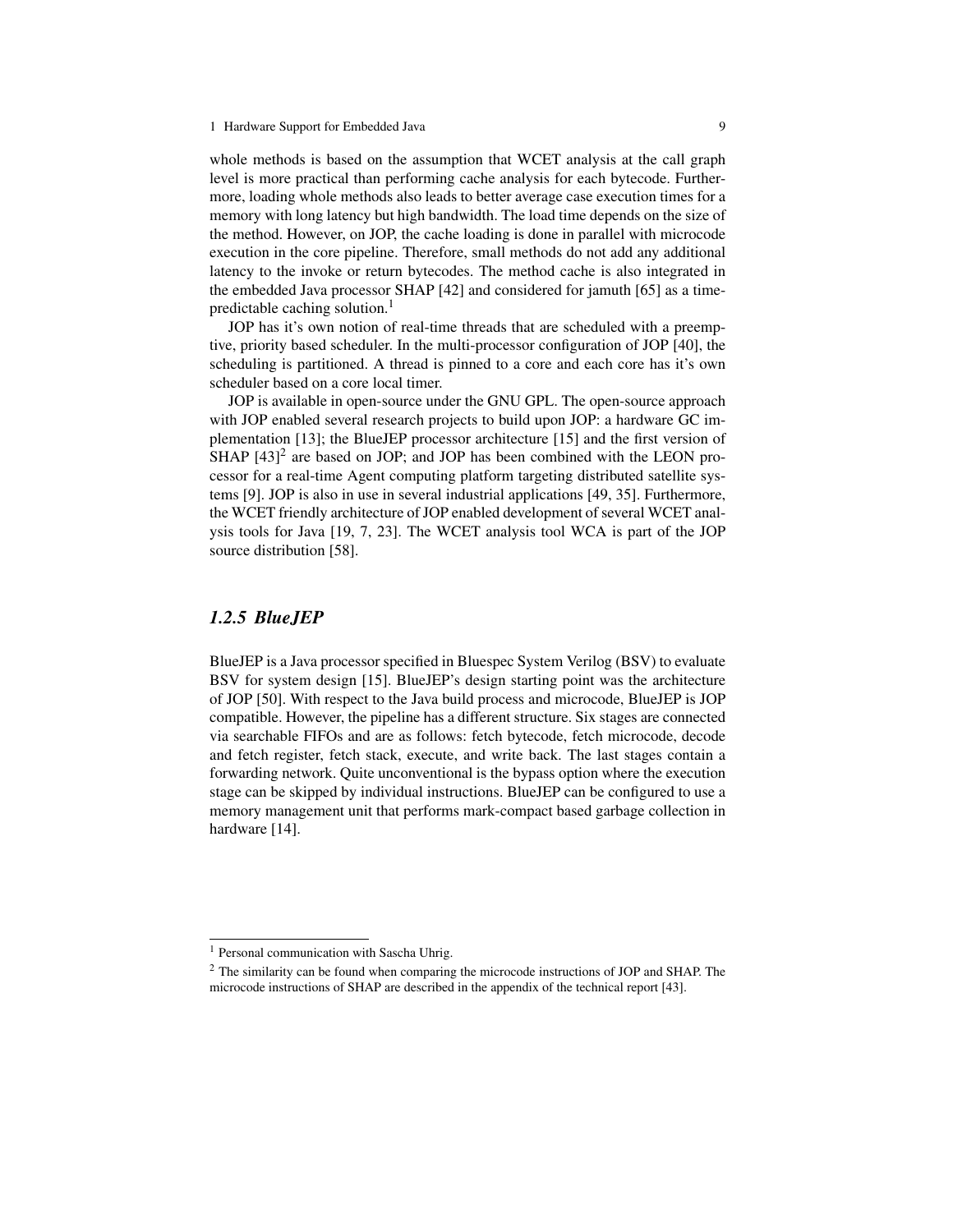whole methods is based on the assumption that WCET analysis at the call graph level is more practical than performing cache analysis for each bytecode. Furthermore, loading whole methods also leads to better average case execution times for a memory with long latency but high bandwidth. The load time depends on the size of the method. However, on JOP, the cache loading is done in parallel with microcode execution in the core pipeline. Therefore, small methods do not add any additional latency to the invoke or return bytecodes. The method cache is also integrated in the embedded Java processor SHAP [42] and considered for jamuth [65] as a time-predictable caching solution.[1]

JOP has it's own notion of real-time threads that are scheduled with a preemptive, priority based scheduler. In the multi-processor configuration of JOP [40], the scheduling is partitioned. A thread is pinned to a core and each core has it's own scheduler based on a core local timer.

JOP is available in open-source under the GNU GPL. The open-source approach with JOP enabled several research projects to build upon JOP: a hardware GC implementation [13]; the BlueJEP processor architecture [15] and the first version of SHAP [43][2] are based on JOP; and JOP has been combined with the LEON processor for a real-time Agent computing platform targeting distributed satellite systems [9]. JOP is also in use in several industrial applications [49, 35]. Furthermore, the WCET friendly architecture of JOP enabled development of several WCET analysis tools for Java [19, 7, 23]. The WCET analysis tool WCA is part of the JOP source distribution [58].

### *1.2.5 BlueJEP*

BlueJEP is a Java processor specified in Bluespec System Verilog (BSV) to evaluate BSV for system design [15]. BlueJEP's design starting point was the architecture of JOP [50]. With respect to the Java build process and microcode, BlueJEP is JOP compatible. However, the pipeline has a different structure. Six stages are connected via searchable FIFOs and are as follows: fetch bytecode, fetch microcode, decode and fetch register, fetch stack, execute, and write back. The last stages contain a forwarding network. Quite unconventional is the bypass option where the execution stage can be skipped by individual instructions. BlueJEP can be configured to use a memory management unit that performs mark-compact based garbage collection in hardware [14].

---

[1] Personal communication with Sascha Uhrig.

[2] The similarity can be found when comparing the microcode instructions of JOP and SHAP. The microcode instructions of SHAP are described in the appendix of the technical report [43].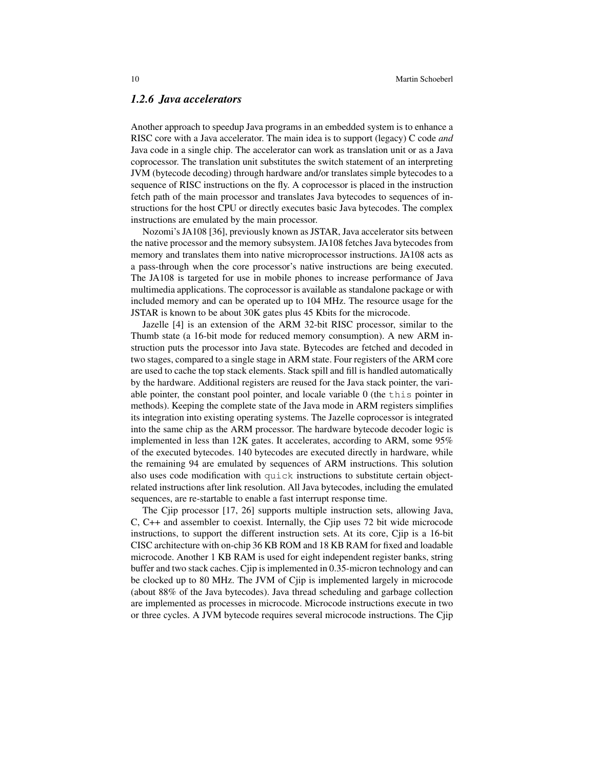### *1.2.6 Java accelerators*

Another approach to speedup Java programs in an embedded system is to enhance a RISC core with a Java accelerator. The main idea is to support (legacy) C code *and* Java code in a single chip. The accelerator can work as translation unit or as a Java coprocessor. The translation unit substitutes the switch statement of an interpreting JVM (bytecode decoding) through hardware and/or translates simple bytecodes to a sequence of RISC instructions on the fly. A coprocessor is placed in the instruction fetch path of the main processor and translates Java bytecodes to sequences of instructions for the host CPU or directly executes basic Java bytecodes. The complex instructions are emulated by the main processor.

Nozomi's JA108 [36], previously known as JSTAR, Java accelerator sits between the native processor and the memory subsystem. JA108 fetches Java bytecodes from memory and translates them into native microprocessor instructions. JA108 acts as a pass-through when the core processor's native instructions are being executed. The JA108 is targeted for use in mobile phones to increase performance of Java multimedia applications. The coprocessor is available as standalone package or with included memory and can be operated up to 104 MHz. The resource usage for the JSTAR is known to be about 30K gates plus 45 Kbits for the microcode.

Jazelle [4] is an extension of the ARM 32-bit RISC processor, similar to the Thumb state (a 16-bit mode for reduced memory consumption). A new ARM instruction puts the processor into Java state. Bytecodes are fetched and decoded in two stages, compared to a single stage in ARM state. Four registers of the ARM core are used to cache the top stack elements. Stack spill and fill is handled automatically by the hardware. Additional registers are reused for the Java stack pointer, the variable pointer, the constant pool pointer, and locale variable 0 (the `this` pointer in methods). Keeping the complete state of the Java mode in ARM registers simplifies its integration into existing operating systems. The Jazelle coprocessor is integrated into the same chip as the ARM processor. The hardware bytecode decoder logic is implemented in less than 12K gates. It accelerates, according to ARM, some 95% of the executed bytecodes. 140 bytecodes are executed directly in hardware, while the remaining 94 are emulated by sequences of ARM instructions. This solution also uses code modification with `quick` instructions to substitute certain object-related instructions after link resolution. All Java bytecodes, including the emulated sequences, are re-startable to enable a fast interrupt response time.

The Cjip processor [17, 26] supports multiple instruction sets, allowing Java, C, C++ and assembler to coexist. Internally, the Cjip uses 72 bit wide microcode instructions, to support the different instruction sets. At its core, Cjip is a 16-bit CISC architecture with on-chip 36 KB ROM and 18 KB RAM for fixed and loadable microcode. Another 1 KB RAM is used for eight independent register banks, string buffer and two stack caches. Cjip is implemented in 0.35-micron technology and can be clocked up to 80 MHz. The JVM of Cjip is implemented largely in microcode (about 88% of the Java bytecodes). Java thread scheduling and garbage collection are implemented as processes in microcode. Microcode instructions execute in two or three cycles. A JVM bytecode requires several microcode instructions. The Cjip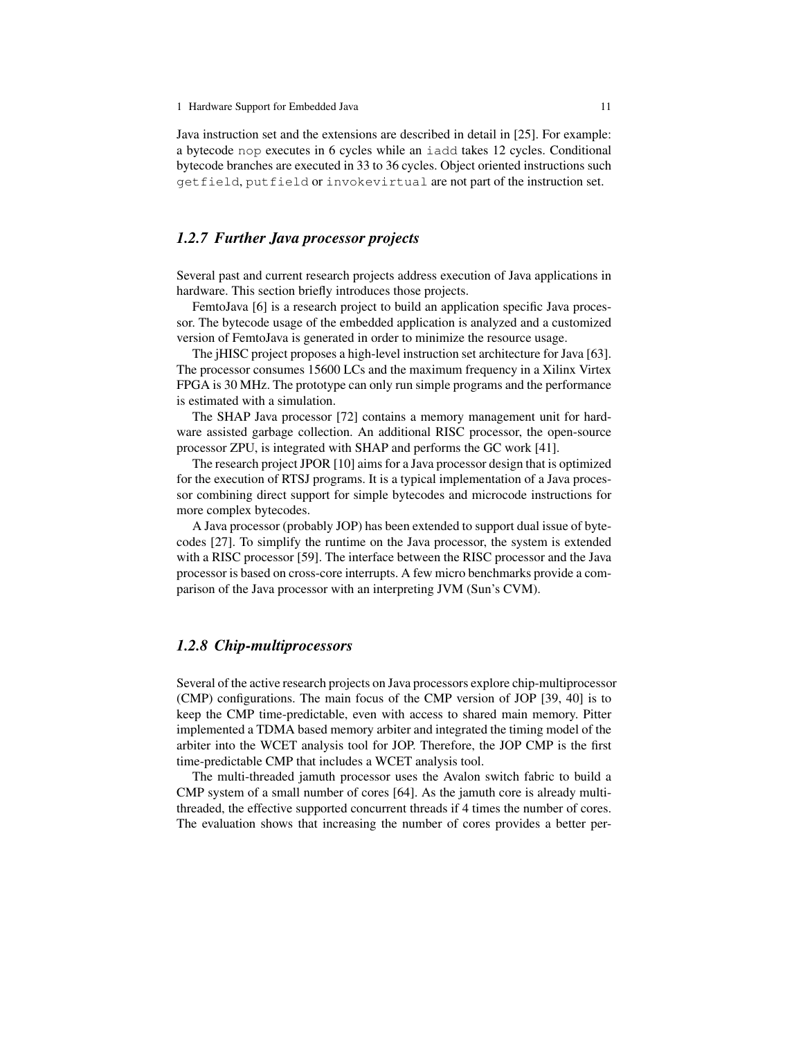Java instruction set and the extensions are described in detail in [25]. For example: a bytecode `nop` executes in 6 cycles while an `iadd` takes 12 cycles. Conditional bytecode branches are executed in 33 to 36 cycles. Object oriented instructions such `getfield`, `putfield` or `invokevirtual` are not part of the instruction set.

### *1.2.7 Further Java processor projects*

Several past and current research projects address execution of Java applications in hardware. This section briefly introduces those projects.

FemtoJava [6] is a research project to build an application specific Java processor. The bytecode usage of the embedded application is analyzed and a customized version of FemtoJava is generated in order to minimize the resource usage.

The jHISC project proposes a high-level instruction set architecture for Java [63]. The processor consumes 15600 LCs and the maximum frequency in a Xilinx Virtex FPGA is 30 MHz. The prototype can only run simple programs and the performance is estimated with a simulation.

The SHAP Java processor [72] contains a memory management unit for hardware assisted garbage collection. An additional RISC processor, the open-source processor ZPU, is integrated with SHAP and performs the GC work [41].

The research project JPOR [10] aims for a Java processor design that is optimized for the execution of RTSJ programs. It is a typical implementation of a Java processor combining direct support for simple bytecodes and microcode instructions for more complex bytecodes.

A Java processor (probably JOP) has been extended to support dual issue of bytecodes [27]. To simplify the runtime on the Java processor, the system is extended with a RISC processor [59]. The interface between the RISC processor and the Java processor is based on cross-core interrupts. A few micro benchmarks provide a comparison of the Java processor with an interpreting JVM (Sun's CVM).

### *1.2.8 Chip-multiprocessors*

Several of the active research projects on Java processors explore chip-multiprocessor (CMP) configurations. The main focus of the CMP version of JOP [39, 40] is to keep the CMP time-predictable, even with access to shared main memory. Pitter implemented a TDMA based memory arbiter and integrated the timing model of the arbiter into the WCET analysis tool for JOP. Therefore, the JOP CMP is the first time-predictable CMP that includes a WCET analysis tool.

The multi-threaded jamuth processor uses the Avalon switch fabric to build a CMP system of a small number of cores [64]. As the jamuth core is already multithreaded, the effective supported concurrent threads if 4 times the number of cores. The evaluation shows that increasing the number of cores provides a better per-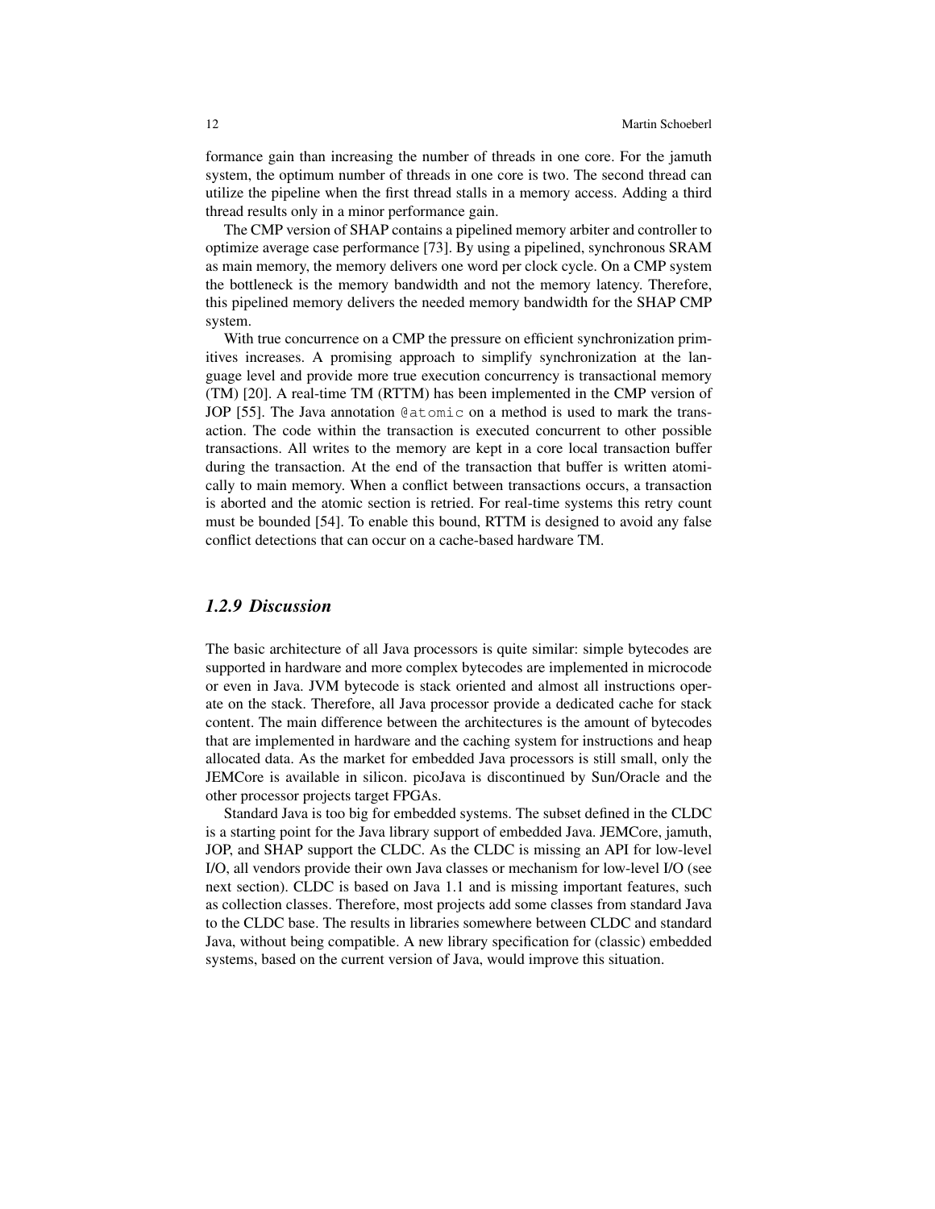formance gain than increasing the number of threads in one core. For the jamuth system, the optimum number of threads in one core is two. The second thread can utilize the pipeline when the first thread stalls in a memory access. Adding a third thread results only in a minor performance gain.

The CMP version of SHAP contains a pipelined memory arbiter and controller to optimize average case performance [73]. By using a pipelined, synchronous SRAM as main memory, the memory delivers one word per clock cycle. On a CMP system the bottleneck is the memory bandwidth and not the memory latency. Therefore, this pipelined memory delivers the needed memory bandwidth for the SHAP CMP system.

With true concurrence on a CMP the pressure on efficient synchronization primitives increases. A promising approach to simplify synchronization at the language level and provide more true execution concurrency is transactional memory (TM) [20]. A real-time TM (RTTM) has been implemented in the CMP version of JOP [55]. The Java annotation `@atomic` on a method is used to mark the transaction. The code within the transaction is executed concurrent to other possible transactions. All writes to the memory are kept in a core local transaction buffer during the transaction. At the end of the transaction that buffer is written atomically to main memory. When a conflict between transactions occurs, a transaction is aborted and the atomic section is retried. For real-time systems this retry count must be bounded [54]. To enable this bound, RTTM is designed to avoid any false conflict detections that can occur on a cache-based hardware TM.

### *1.2.9 Discussion*

The basic architecture of all Java processors is quite similar: simple bytecodes are supported in hardware and more complex bytecodes are implemented in microcode or even in Java. JVM bytecode is stack oriented and almost all instructions operate on the stack. Therefore, all Java processor provide a dedicated cache for stack content. The main difference between the architectures is the amount of bytecodes that are implemented in hardware and the caching system for instructions and heap allocated data. As the market for embedded Java processors is still small, only the JEMCore is available in silicon. picoJava is discontinued by Sun/Oracle and the other processor projects target FPGAs.

Standard Java is too big for embedded systems. The subset defined in the CLDC is a starting point for the Java library support of embedded Java. JEMCore, jamuth, JOP, and SHAP support the CLDC. As the CLDC is missing an API for low-level I/O, all vendors provide their own Java classes or mechanism for low-level I/O (see next section). CLDC is based on Java 1.1 and is missing important features, such as collection classes. Therefore, most projects add some classes from standard Java to the CLDC base. The results in libraries somewhere between CLDC and standard Java, without being compatible. A new library specification for (classic) embedded systems, based on the current version of Java, would improve this situation.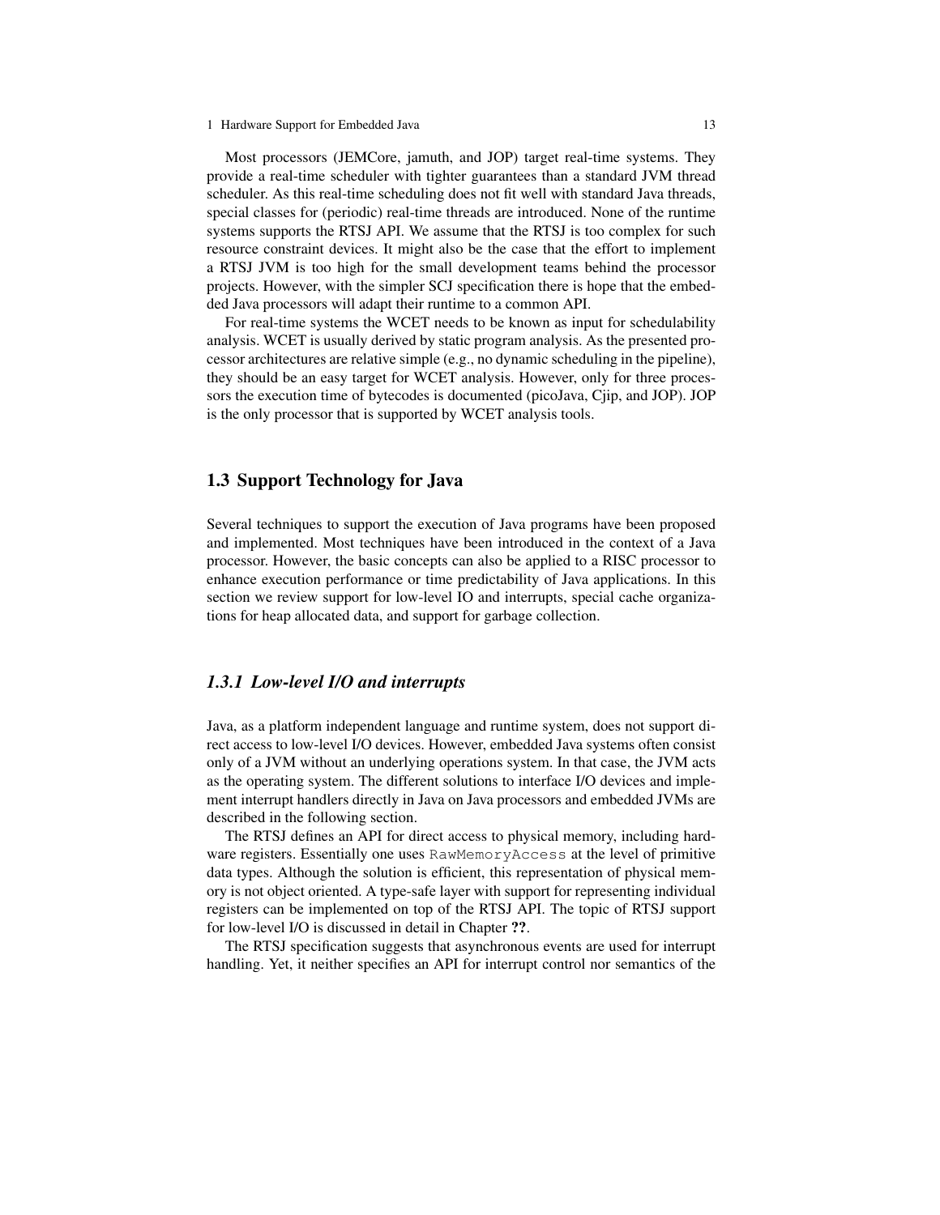Most processors (JEMCore, jamuth, and JOP) target real-time systems. They provide a real-time scheduler with tighter guarantees than a standard JVM thread scheduler. As this real-time scheduling does not fit well with standard Java threads, special classes for (periodic) real-time threads are introduced. None of the runtime systems supports the RTSJ API. We assume that the RTSJ is too complex for such resource constraint devices. It might also be the case that the effort to implement a RTSJ JVM is too high for the small development teams behind the processor projects. However, with the simpler SCJ specification there is hope that the embedded Java processors will adapt their runtime to a common API.

For real-time systems the WCET needs to be known as input for schedulability analysis. WCET is usually derived by static program analysis. As the presented processor architectures are relative simple (e.g., no dynamic scheduling in the pipeline), they should be an easy target for WCET analysis. However, only for three processors the execution time of bytecodes is documented (picoJava, Cjip, and JOP). JOP is the only processor that is supported by WCET analysis tools.

## 1.3 Support Technology for Java

Several techniques to support the execution of Java programs have been proposed and implemented. Most techniques have been introduced in the context of a Java processor. However, the basic concepts can also be applied to a RISC processor to enhance execution performance or time predictability of Java applications. In this section we review support for low-level IO and interrupts, special cache organizations for heap allocated data, and support for garbage collection.

### *1.3.1 Low-level I/O and interrupts*

Java, as a platform independent language and runtime system, does not support direct access to low-level I/O devices. However, embedded Java systems often consist only of a JVM without an underlying operations system. In that case, the JVM acts as the operating system. The different solutions to interface I/O devices and implement interrupt handlers directly in Java on Java processors and embedded JVMs are described in the following section.

The RTSJ defines an API for direct access to physical memory, including hardware registers. Essentially one uses `RawMemoryAccess` at the level of primitive data types. Although the solution is efficient, this representation of physical memory is not object oriented. A type-safe layer with support for representing individual registers can be implemented on top of the RTSJ API. The topic of RTSJ support for low-level I/O is discussed in detail in Chapter **??**.

The RTSJ specification suggests that asynchronous events are used for interrupt handling. Yet, it neither specifies an API for interrupt control nor semantics of the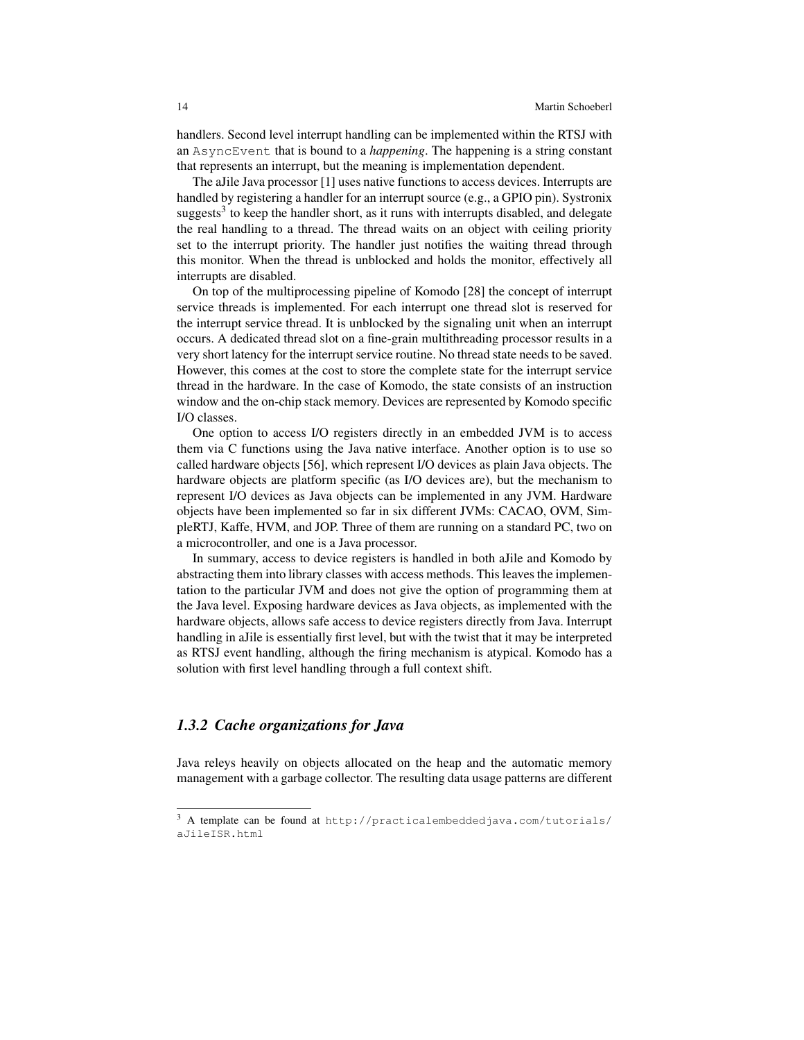handlers. Second level interrupt handling can be implemented within the RTSJ with an `AsyncEvent` that is bound to a *happening*. The happening is a string constant that represents an interrupt, but the meaning is implementation dependent.

The aJile Java processor [1] uses native functions to access devices. Interrupts are handled by registering a handler for an interrupt source (e.g., a GPIO pin). Systronix suggests[3] to keep the handler short, as it runs with interrupts disabled, and delegate the real handling to a thread. The thread waits on an object with ceiling priority set to the interrupt priority. The handler just notifies the waiting thread through this monitor. When the thread is unblocked and holds the monitor, effectively all interrupts are disabled.

On top of the multiprocessing pipeline of Komodo [28] the concept of interrupt service threads is implemented. For each interrupt one thread slot is reserved for the interrupt service thread. It is unblocked by the signaling unit when an interrupt occurs. A dedicated thread slot on a fine-grain multithreading processor results in a very short latency for the interrupt service routine. No thread state needs to be saved. However, this comes at the cost to store the complete state for the interrupt service thread in the hardware. In the case of Komodo, the state consists of an instruction window and the on-chip stack memory. Devices are represented by Komodo specific I/O classes.

One option to access I/O registers directly in an embedded JVM is to access them via C functions using the Java native interface. Another option is to use so called hardware objects [56], which represent I/O devices as plain Java objects. The hardware objects are platform specific (as I/O devices are), but the mechanism to represent I/O devices as Java objects can be implemented in any JVM. Hardware objects have been implemented so far in six different JVMs: CACAO, OVM, SimpleRTJ, Kaffe, HVM, and JOP. Three of them are running on a standard PC, two on a microcontroller, and one is a Java processor.

In summary, access to device registers is handled in both aJile and Komodo by abstracting them into library classes with access methods. This leaves the implementation to the particular JVM and does not give the option of programming them at the Java level. Exposing hardware devices as Java objects, as implemented with the hardware objects, allows safe access to device registers directly from Java. Interrupt handling in aJile is essentially first level, but with the twist that it may be interpreted as RTSJ event handling, although the firing mechanism is atypical. Komodo has a solution with first level handling through a full context shift.

### *1.3.2 Cache organizations for Java*

Java releys heavily on objects allocated on the heap and the automatic memory management with a garbage collector. The resulting data usage patterns are different

[3] A template can be found at `http://practicalembeddedjava.com/tutorials/aJileISR.html`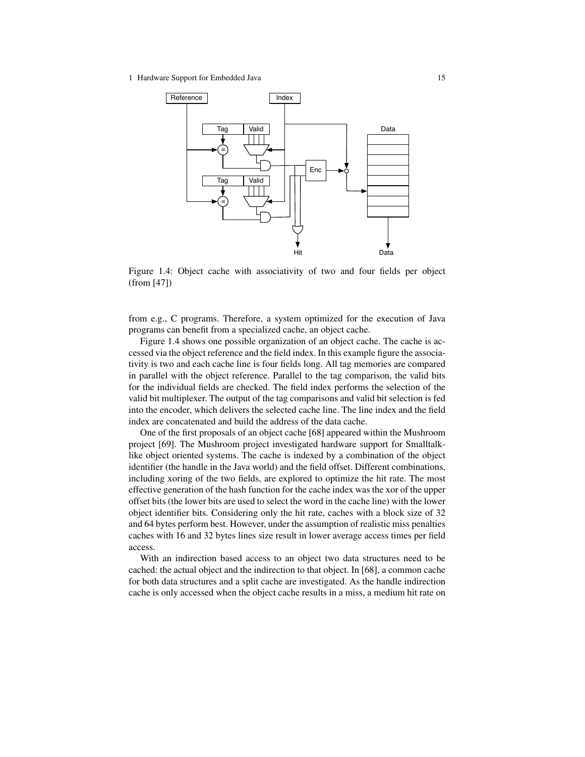Reference

Index

Tag

Valid

Data

Enc

Tag

Valid

Hit

Data

Figure 1.4: Object cache with associativity of two and four fields per object (from [47])

from e.g., C programs. Therefore, a system optimized for the execution of Java programs can benefit from a specialized cache, an object cache.

Figure 1.4 shows one possible organization of an object cache. The cache is accessed via the object reference and the field index. In this example figure the associativity is two and each cache line is four fields long. All tag memories are compared in parallel with the object reference. Parallel to the tag comparison, the valid bits for the individual fields are checked. The field index performs the selection of the valid bit multiplexer. The output of the tag comparisons and valid bit selection is fed into the encoder, which delivers the selected cache line. The line index and the field index are concatenated and build the address of the data cache.

One of the first proposals of an object cache [68] appeared within the Mushroom project [69]. The Mushroom project investigated hardware support for Smalltalk-like object oriented systems. The cache is indexed by a combination of the object identifier (the handle in the Java world) and the field offset. Different combinations, including xoring of the two fields, are explored to optimize the hit rate. The most effective generation of the hash function for the cache index was the xor of the upper offset bits (the lower bits are used to select the word in the cache line) with the lower object identifier bits. Considering only the hit rate, caches with a block size of 32 and 64 bytes perform best. However, under the assumption of realistic miss penalties caches with 16 and 32 bytes lines size result in lower average access times per field access.

With an indirection based access to an object two data structures need to be cached: the actual object and the indirection to that object. In [68], a common cache for both data structures and a split cache are investigated. As the handle indirection cache is only accessed when the object cache results in a miss, a medium hit rate on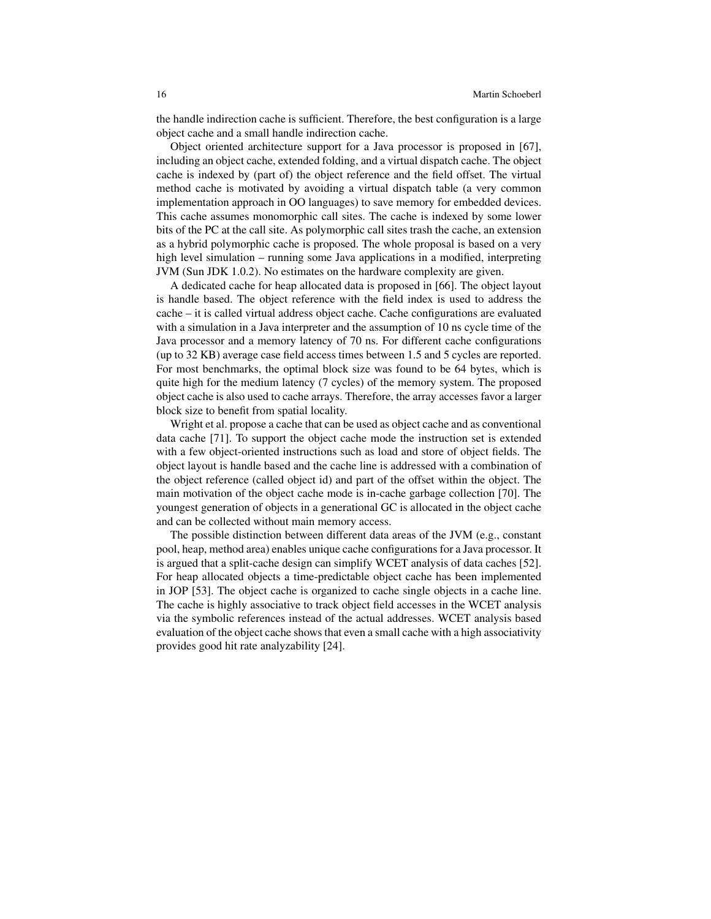the handle indirection cache is sufficient. Therefore, the best configuration is a large object cache and a small handle indirection cache.

Object oriented architecture support for a Java processor is proposed in [67], including an object cache, extended folding, and a virtual dispatch cache. The object cache is indexed by (part of) the object reference and the field offset. The virtual method cache is motivated by avoiding a virtual dispatch table (a very common implementation approach in OO languages) to save memory for embedded devices. This cache assumes monomorphic call sites. The cache is indexed by some lower bits of the PC at the call site. As polymorphic call sites trash the cache, an extension as a hybrid polymorphic cache is proposed. The whole proposal is based on a very high level simulation – running some Java applications in a modified, interpreting JVM (Sun JDK 1.0.2). No estimates on the hardware complexity are given.

A dedicated cache for heap allocated data is proposed in [66]. The object layout is handle based. The object reference with the field index is used to address the cache – it is called virtual address object cache. Cache configurations are evaluated with a simulation in a Java interpreter and the assumption of 10 ns cycle time of the Java processor and a memory latency of 70 ns. For different cache configurations (up to 32 KB) average case field access times between 1.5 and 5 cycles are reported. For most benchmarks, the optimal block size was found to be 64 bytes, which is quite high for the medium latency (7 cycles) of the memory system. The proposed object cache is also used to cache arrays. Therefore, the array accesses favor a larger block size to benefit from spatial locality.

Wright et al. propose a cache that can be used as object cache and as conventional data cache [71]. To support the object cache mode the instruction set is extended with a few object-oriented instructions such as load and store of object fields. The object layout is handle based and the cache line is addressed with a combination of the object reference (called object id) and part of the offset within the object. The main motivation of the object cache mode is in-cache garbage collection [70]. The youngest generation of objects in a generational GC is allocated in the object cache and can be collected without main memory access.

The possible distinction between different data areas of the JVM (e.g., constant pool, heap, method area) enables unique cache configurations for a Java processor. It is argued that a split-cache design can simplify WCET analysis of data caches [52]. For heap allocated objects a time-predictable object cache has been implemented in JOP [53]. The object cache is organized to cache single objects in a cache line. The cache is highly associative to track object field accesses in the WCET analysis via the symbolic references instead of the actual addresses. WCET analysis based evaluation of the object cache shows that even a small cache with a high associativity provides good hit rate analyzability [24].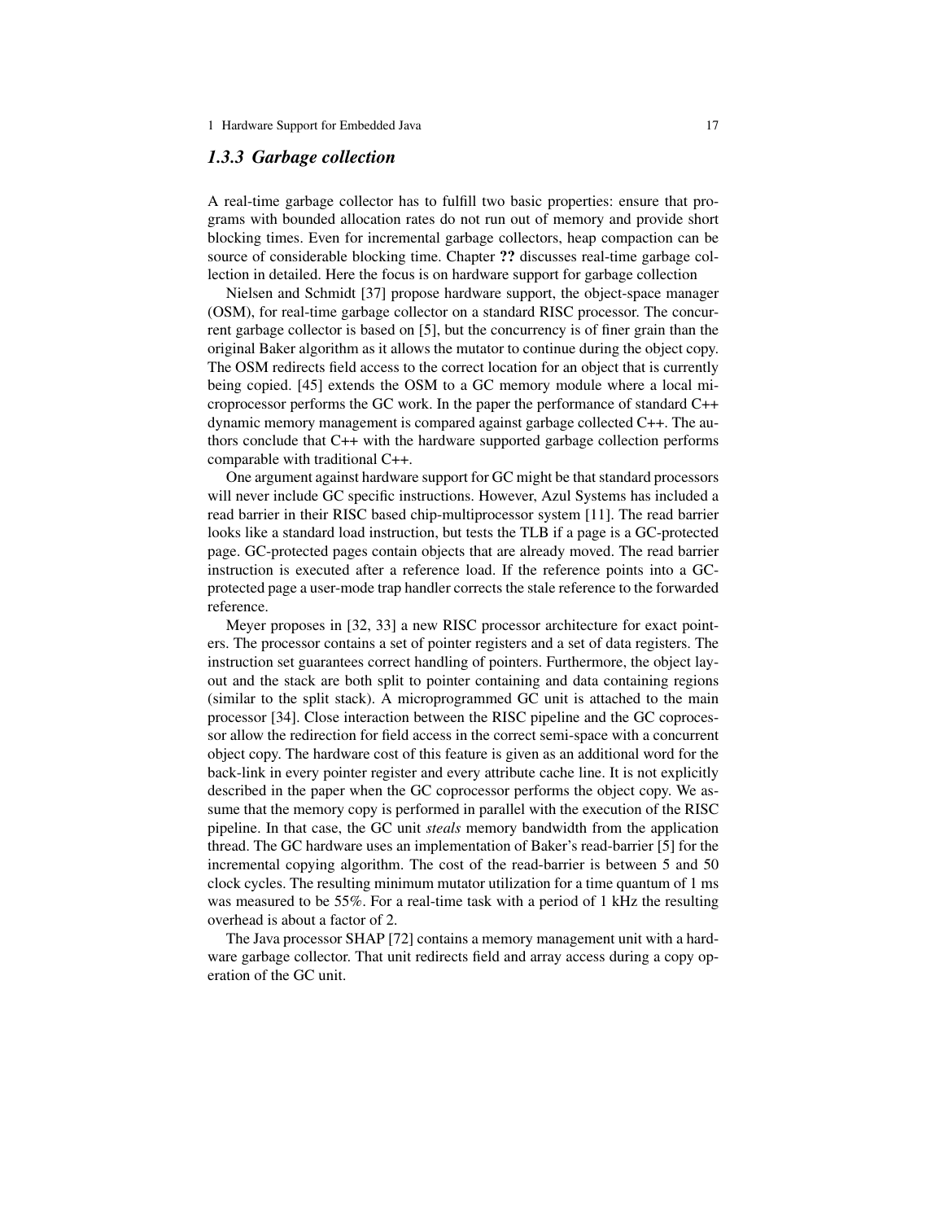### *1.3.3 Garbage collection*

A real-time garbage collector has to fulfill two basic properties: ensure that programs with bounded allocation rates do not run out of memory and provide short blocking times. Even for incremental garbage collectors, heap compaction can be source of considerable blocking time. Chapter **??** discusses real-time garbage collection in detailed. Here the focus is on hardware support for garbage collection

Nielsen and Schmidt [37] propose hardware support, the object-space manager (OSM), for real-time garbage collector on a standard RISC processor. The concurrent garbage collector is based on [5], but the concurrency is of finer grain than the original Baker algorithm as it allows the mutator to continue during the object copy. The OSM redirects field access to the correct location for an object that is currently being copied. [45] extends the OSM to a GC memory module where a local microprocessor performs the GC work. In the paper the performance of standard C++ dynamic memory management is compared against garbage collected C++. The authors conclude that C++ with the hardware supported garbage collection performs comparable with traditional C++.

One argument against hardware support for GC might be that standard processors will never include GC specific instructions. However, Azul Systems has included a read barrier in their RISC based chip-multiprocessor system [11]. The read barrier looks like a standard load instruction, but tests the TLB if a page is a GC-protected page. GC-protected pages contain objects that are already moved. The read barrier instruction is executed after a reference load. If the reference points into a GC-protected page a user-mode trap handler corrects the stale reference to the forwarded reference.

Meyer proposes in [32, 33] a new RISC processor architecture for exact pointers. The processor contains a set of pointer registers and a set of data registers. The instruction set guarantees correct handling of pointers. Furthermore, the object layout and the stack are both split to pointer containing and data containing regions (similar to the split stack). A microprogrammed GC unit is attached to the main processor [34]. Close interaction between the RISC pipeline and the GC coprocessor allow the redirection for field access in the correct semi-space with a concurrent object copy. The hardware cost of this feature is given as an additional word for the back-link in every pointer register and every attribute cache line. It is not explicitly described in the paper when the GC coprocessor performs the object copy. We assume that the memory copy is performed in parallel with the execution of the RISC pipeline. In that case, the GC unit *steals* memory bandwidth from the application thread. The GC hardware uses an implementation of Baker's read-barrier [5] for the incremental copying algorithm. The cost of the read-barrier is between 5 and 50 clock cycles. The resulting minimum mutator utilization for a time quantum of 1 ms was measured to be 55%. For a real-time task with a period of 1 kHz the resulting overhead is about a factor of 2.

The Java processor SHAP [72] contains a memory management unit with a hardware garbage collector. That unit redirects field and array access during a copy operation of the GC unit.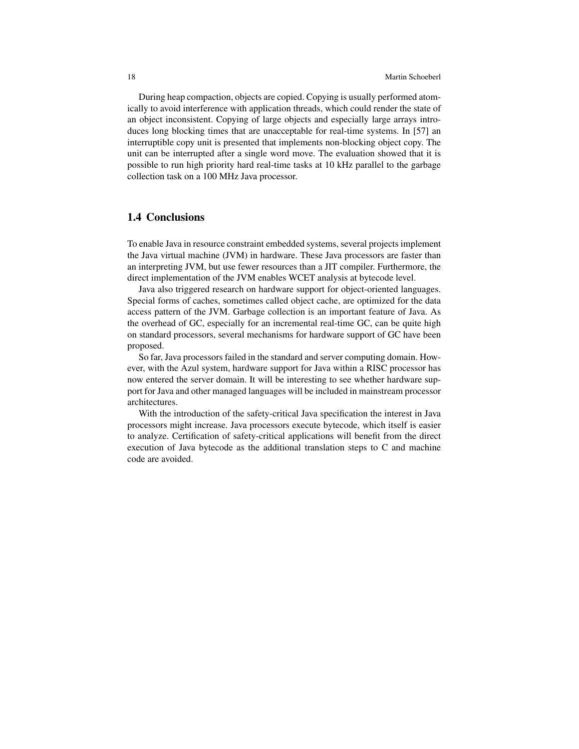During heap compaction, objects are copied. Copying is usually performed atomically to avoid interference with application threads, which could render the state of an object inconsistent. Copying of large objects and especially large arrays introduces long blocking times that are unacceptable for real-time systems. In [57] an interruptible copy unit is presented that implements non-blocking object copy. The unit can be interrupted after a single word move. The evaluation showed that it is possible to run high priority hard real-time tasks at 10 kHz parallel to the garbage collection task on a 100 MHz Java processor.

## 1.4 Conclusions

To enable Java in resource constraint embedded systems, several projects implement the Java virtual machine (JVM) in hardware. These Java processors are faster than an interpreting JVM, but use fewer resources than a JIT compiler. Furthermore, the direct implementation of the JVM enables WCET analysis at bytecode level.

Java also triggered research on hardware support for object-oriented languages. Special forms of caches, sometimes called object cache, are optimized for the data access pattern of the JVM. Garbage collection is an important feature of Java. As the overhead of GC, especially for an incremental real-time GC, can be quite high on standard processors, several mechanisms for hardware support of GC have been proposed.

So far, Java processors failed in the standard and server computing domain. However, with the Azul system, hardware support for Java within a RISC processor has now entered the server domain. It will be interesting to see whether hardware support for Java and other managed languages will be included in mainstream processor architectures.

With the introduction of the safety-critical Java specification the interest in Java processors might increase. Java processors execute bytecode, which itself is easier to analyze. Certification of safety-critical applications will benefit from the direct execution of Java bytecode as the additional translation steps to C and machine code are avoided.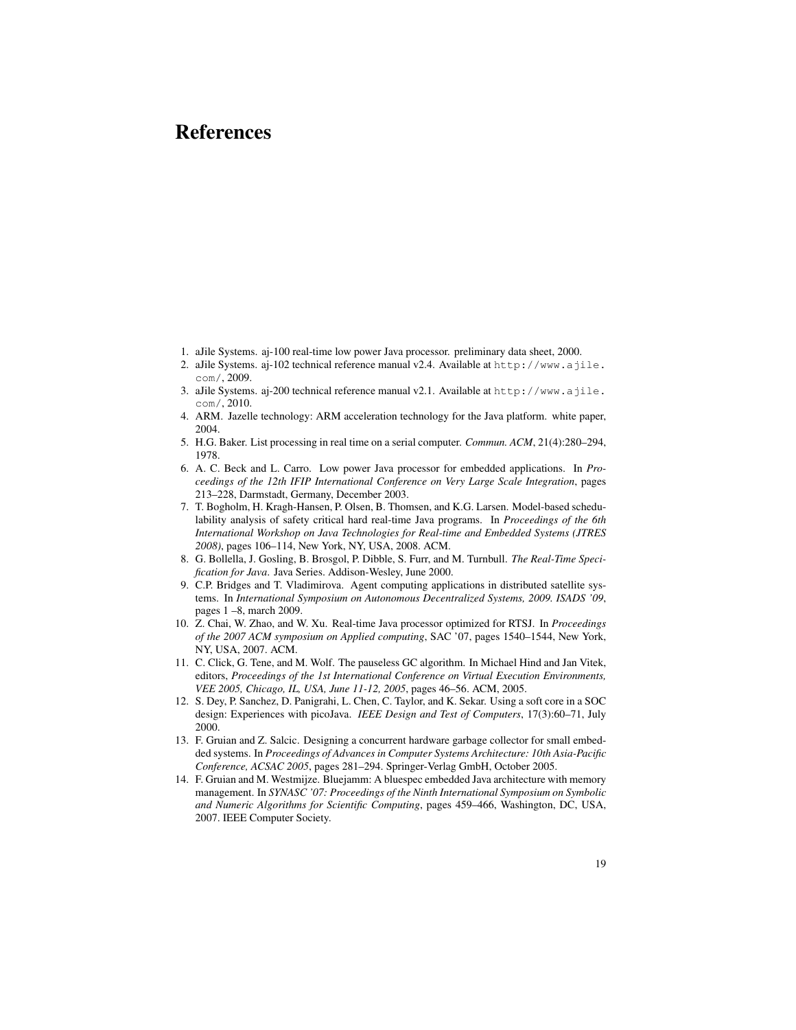# References

1. aJile Systems. aj-100 real-time low power Java processor. preliminary data sheet, 2000.
2. aJile Systems. aj-102 technical reference manual v2.4. Available at `http://www.ajile.com/`, 2009.
3. aJile Systems. aj-200 technical reference manual v2.1. Available at `http://www.ajile.com/`, 2010.
4. ARM. Jazelle technology: ARM acceleration technology for the Java platform. white paper, 2004.
5. H.G. Baker. List processing in real time on a serial computer. *Commun. ACM*, 21(4):280–294, 1978.
6. A. C. Beck and L. Carro. Low power Java processor for embedded applications. In *Proceedings of the 12th IFIP International Conference on Very Large Scale Integration*, pages 213–228, Darmstadt, Germany, December 2003.
7. T. Bogholm, H. Kragh-Hansen, P. Olsen, B. Thomsen, and K.G. Larsen. Model-based schedulability analysis of safety critical hard real-time Java programs. In *Proceedings of the 6th International Workshop on Java Technologies for Real-time and Embedded Systems (JTRES 2008)*, pages 106–114, New York, NY, USA, 2008. ACM.
8. G. Bollella, J. Gosling, B. Brosgol, P. Dibble, S. Furr, and M. Turnbull. *The Real-Time Specification for Java*. Java Series. Addison-Wesley, June 2000.
9. C.P. Bridges and T. Vladimirova. Agent computing applications in distributed satellite systems. In *International Symposium on Autonomous Decentralized Systems, 2009. ISADS '09*, pages 1 –8, march 2009.
10. Z. Chai, W. Zhao, and W. Xu. Real-time Java processor optimized for RTSJ. In *Proceedings of the 2007 ACM symposium on Applied computing*, SAC '07, pages 1540–1544, New York, NY, USA, 2007. ACM.
11. C. Click, G. Tene, and M. Wolf. The pauseless GC algorithm. In Michael Hind and Jan Vitek, editors, *Proceedings of the 1st International Conference on Virtual Execution Environments, VEE 2005, Chicago, IL, USA, June 11-12, 2005*, pages 46–56. ACM, 2005.
12. S. Dey, P. Sanchez, D. Panigrahi, L. Chen, C. Taylor, and K. Sekar. Using a soft core in a SOC design: Experiences with picoJava. *IEEE Design and Test of Computers*, 17(3):60–71, July 2000.
13. F. Gruian and Z. Salcic. Designing a concurrent hardware garbage collector for small embedded systems. In *Proceedings of Advances in Computer Systems Architecture: 10th Asia-Pacific Conference, ACSAC 2005*, pages 281–294. Springer-Verlag GmbH, October 2005.
14. F. Gruian and M. Westmijze. Bluejamm: A bluespec embedded Java architecture with memory management. In *SYNASC '07: Proceedings of the Ninth International Symposium on Symbolic and Numeric Algorithms for Scientific Computing*, pages 459–466, Washington, DC, USA, 2007. IEEE Computer Society.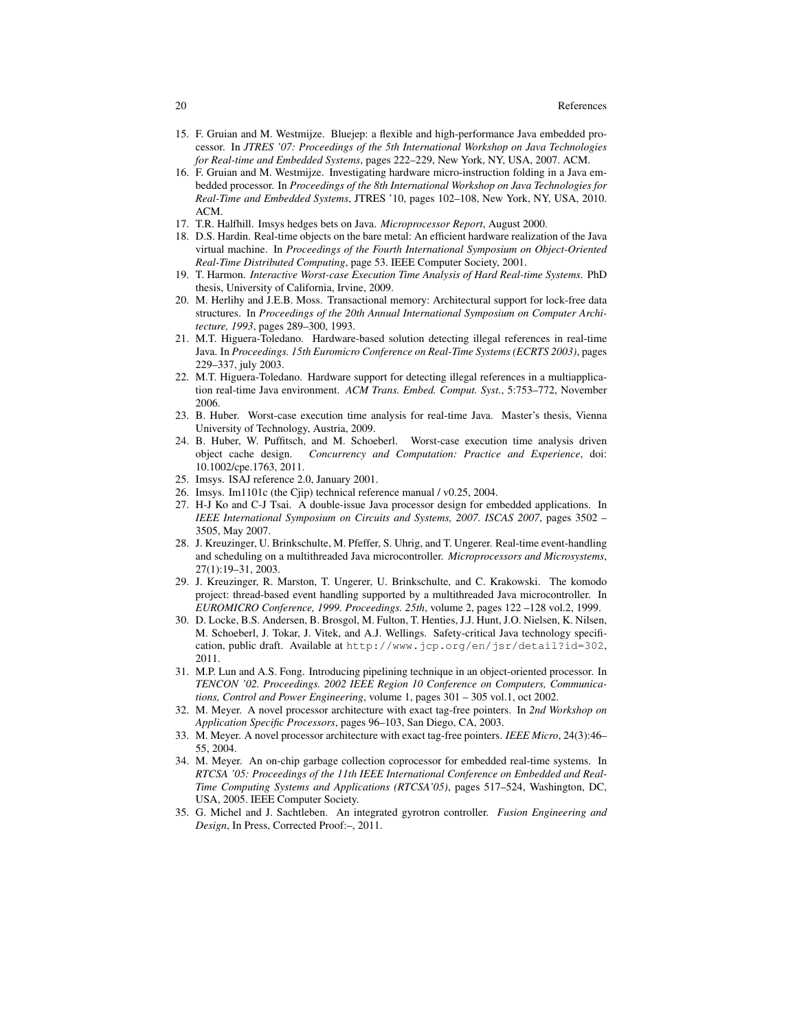15. F. Gruian and M. Westmijze. Bluejep: a flexible and high-performance Java embedded processor. In *JTRES '07: Proceedings of the 5th International Workshop on Java Technologies for Real-time and Embedded Systems*, pages 222–229, New York, NY, USA, 2007. ACM.
16. F. Gruian and M. Westmijze. Investigating hardware micro-instruction folding in a Java embedded processor. In *Proceedings of the 8th International Workshop on Java Technologies for Real-Time and Embedded Systems*, JTRES '10, pages 102–108, New York, NY, USA, 2010. ACM.
17. T.R. Halfhill. Imsys hedges bets on Java. *Microprocessor Report*, August 2000.
18. D.S. Hardin. Real-time objects on the bare metal: An efficient hardware realization of the Java virtual machine. In *Proceedings of the Fourth International Symposium on Object-Oriented Real-Time Distributed Computing*, page 53. IEEE Computer Society, 2001.
19. T. Harmon. *Interactive Worst-case Execution Time Analysis of Hard Real-time Systems*. PhD thesis, University of California, Irvine, 2009.
20. M. Herlihy and J.E.B. Moss. Transactional memory: Architectural support for lock-free data structures. In *Proceedings of the 20th Annual International Symposium on Computer Architecture, 1993*, pages 289–300, 1993.
21. M.T. Higuera-Toledano. Hardware-based solution detecting illegal references in real-time Java. In *Proceedings. 15th Euromicro Conference on Real-Time Systems (ECRTS 2003)*, pages 229–337, july 2003.
22. M.T. Higuera-Toledano. Hardware support for detecting illegal references in a multiapplication real-time Java environment. *ACM Trans. Embed. Comput. Syst.*, 5:753–772, November 2006.
23. B. Huber. Worst-case execution time analysis for real-time Java. Master's thesis, Vienna University of Technology, Austria, 2009.
24. B. Huber, W. Puffitsch, and M. Schoeberl. Worst-case execution time analysis driven object cache design. *Concurrency and Computation: Practice and Experience*, doi: 10.1002/cpe.1763, 2011.
25. Imsys. ISAJ reference 2.0, January 2001.
26. Imsys. Im1101c (the Cjip) technical reference manual / v0.25, 2004.
27. H-J Ko and C-J Tsai. A double-issue Java processor design for embedded applications. In *IEEE International Symposium on Circuits and Systems, 2007. ISCAS 2007*, pages 3502 – 3505, May 2007.
28. J. Kreuzinger, U. Brinkschulte, M. Pfeffer, S. Uhrig, and T. Ungerer. Real-time event-handling and scheduling on a multithreaded Java microcontroller. *Microprocessors and Microsystems*, 27(1):19–31, 2003.
29. J. Kreuzinger, R. Marston, T. Ungerer, U. Brinkschulte, and C. Krakowski. The komodo project: thread-based event handling supported by a multithreaded Java microcontroller. In *EUROMICRO Conference, 1999. Proceedings. 25th*, volume 2, pages 122 –128 vol.2, 1999.
30. D. Locke, B.S. Andersen, B. Brosgol, M. Fulton, T. Henties, J.J. Hunt, J.O. Nielsen, K. Nilsen, M. Schoeberl, J. Tokar, J. Vitek, and A.J. Wellings. Safety-critical Java technology specification, public draft. Available at `http://www.jcp.org/en/jsr/detail?id=302`, 2011.
31. M.P. Lun and A.S. Fong. Introducing pipelining technique in an object-oriented processor. In *TENCON '02. Proceedings. 2002 IEEE Region 10 Conference on Computers, Communications, Control and Power Engineering*, volume 1, pages 301 – 305 vol.1, oct 2002.
32. M. Meyer. A novel processor architecture with exact tag-free pointers. In *2nd Workshop on Application Specific Processors*, pages 96–103, San Diego, CA, 2003.
33. M. Meyer. A novel processor architecture with exact tag-free pointers. *IEEE Micro*, 24(3):46–55, 2004.
34. M. Meyer. An on-chip garbage collection coprocessor for embedded real-time systems. In *RTCSA '05: Proceedings of the 11th IEEE International Conference on Embedded and Real-Time Computing Systems and Applications (RTCSA'05)*, pages 517–524, Washington, DC, USA, 2005. IEEE Computer Society.
35. G. Michel and J. Sachtleben. An integrated gyrotron controller. *Fusion Engineering and Design*, In Press, Corrected Proof:–, 2011.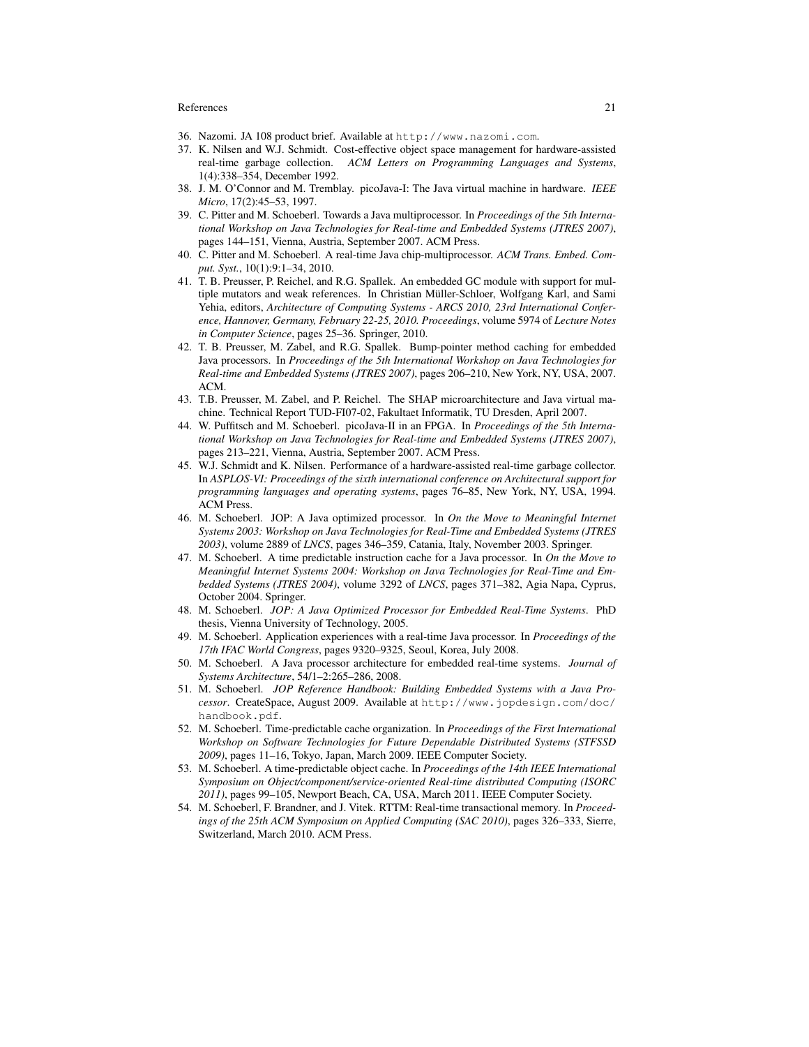36. Nazomi. JA 108 product brief. Available at http://www.nazomi.com.
37. K. Nilsen and W.J. Schmidt. Cost-effective object space management for hardware-assisted real-time garbage collection. *ACM Letters on Programming Languages and Systems*, 1(4):338–354, December 1992.
38. J. M. O'Connor and M. Tremblay. picoJava-I: The Java virtual machine in hardware. *IEEE Micro*, 17(2):45–53, 1997.
39. C. Pitter and M. Schoeberl. Towards a Java multiprocessor. In *Proceedings of the 5th International Workshop on Java Technologies for Real-time and Embedded Systems (JTRES 2007)*, pages 144–151, Vienna, Austria, September 2007. ACM Press.
40. C. Pitter and M. Schoeberl. A real-time Java chip-multiprocessor. *ACM Trans. Embed. Comput. Syst.*, 10(1):9:1–34, 2010.
41. T. B. Preusser, P. Reichel, and R.G. Spallek. An embedded GC module with support for multiple mutators and weak references. In Christian Müller-Schloer, Wolfgang Karl, and Sami Yehia, editors, *Architecture of Computing Systems - ARCS 2010, 23rd International Conference, Hannover, Germany, February 22-25, 2010. Proceedings*, volume 5974 of *Lecture Notes in Computer Science*, pages 25–36. Springer, 2010.
42. T. B. Preusser, M. Zabel, and R.G. Spallek. Bump-pointer method caching for embedded Java processors. In *Proceedings of the 5th International Workshop on Java Technologies for Real-time and Embedded Systems (JTRES 2007)*, pages 206–210, New York, NY, USA, 2007. ACM.
43. T.B. Preusser, M. Zabel, and P. Reichel. The SHAP microarchitecture and Java virtual machine. Technical Report TUD-FI07-02, Fakultaet Informatik, TU Dresden, April 2007.
44. W. Puffitsch and M. Schoeberl. picoJava-II in an FPGA. In *Proceedings of the 5th International Workshop on Java Technologies for Real-time and Embedded Systems (JTRES 2007)*, pages 213–221, Vienna, Austria, September 2007. ACM Press.
45. W.J. Schmidt and K. Nilsen. Performance of a hardware-assisted real-time garbage collector. In *ASPLOS-VI: Proceedings of the sixth international conference on Architectural support for programming languages and operating systems*, pages 76–85, New York, NY, USA, 1994. ACM Press.
46. M. Schoeberl. JOP: A Java optimized processor. In *On the Move to Meaningful Internet Systems 2003: Workshop on Java Technologies for Real-Time and Embedded Systems (JTRES 2003)*, volume 2889 of *LNCS*, pages 346–359, Catania, Italy, November 2003. Springer.
47. M. Schoeberl. A time predictable instruction cache for a Java processor. In *On the Move to Meaningful Internet Systems 2004: Workshop on Java Technologies for Real-Time and Embedded Systems (JTRES 2004)*, volume 3292 of *LNCS*, pages 371–382, Agia Napa, Cyprus, October 2004. Springer.
48. M. Schoeberl. *JOP: A Java Optimized Processor for Embedded Real-Time Systems*. PhD thesis, Vienna University of Technology, 2005.
49. M. Schoeberl. Application experiences with a real-time Java processor. In *Proceedings of the 17th IFAC World Congress*, pages 9320–9325, Seoul, Korea, July 2008.
50. M. Schoeberl. A Java processor architecture for embedded real-time systems. *Journal of Systems Architecture*, 54/1–2:265–286, 2008.
51. M. Schoeberl. *JOP Reference Handbook: Building Embedded Systems with a Java Processor*. CreateSpace, August 2009. Available at http://www.jopdesign.com/doc/handbook.pdf.
52. M. Schoeberl. Time-predictable cache organization. In *Proceedings of the First International Workshop on Software Technologies for Future Dependable Distributed Systems (STFSSD 2009)*, pages 11–16, Tokyo, Japan, March 2009. IEEE Computer Society.
53. M. Schoeberl. A time-predictable object cache. In *Proceedings of the 14th IEEE International Symposium on Object/component/service-oriented Real-time distributed Computing (ISORC 2011)*, pages 99–105, Newport Beach, CA, USA, March 2011. IEEE Computer Society.
54. M. Schoeberl, F. Brandner, and J. Vitek. RTTM: Real-time transactional memory. In *Proceedings of the 25th ACM Symposium on Applied Computing (SAC 2010)*, pages 326–333, Sierre, Switzerland, March 2010. ACM Press.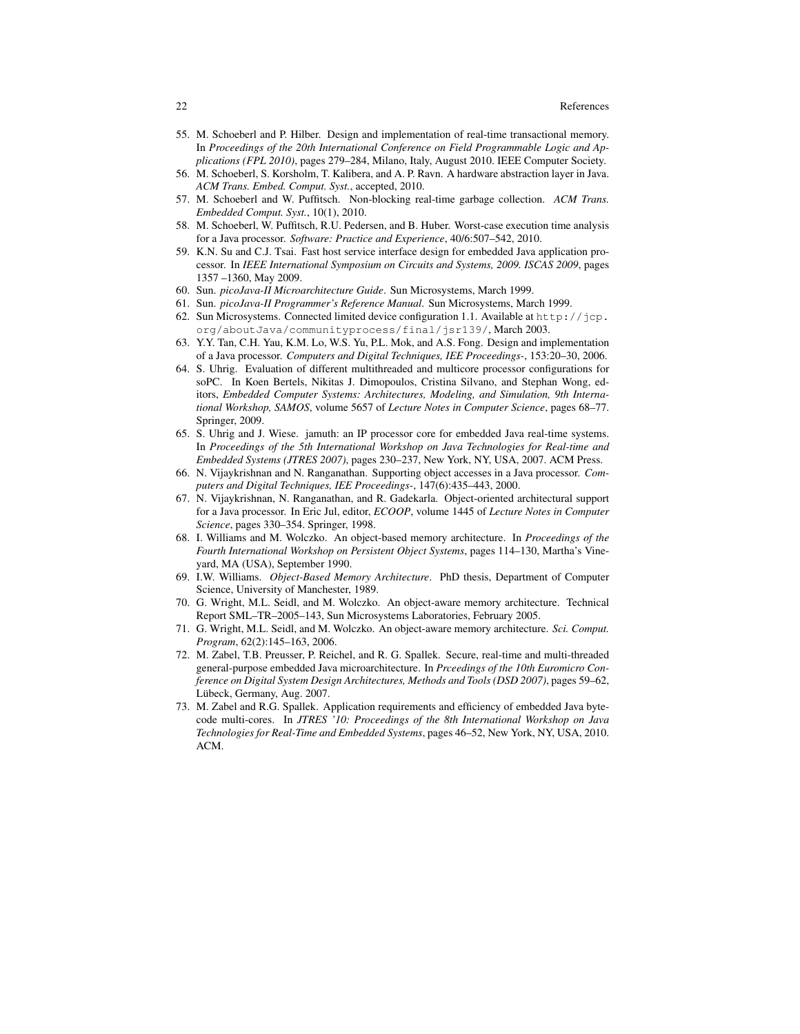55. M. Schoeberl and P. Hilber. Design and implementation of real-time transactional memory. In *Proceedings of the 20th International Conference on Field Programmable Logic and Applications (FPL 2010)*, pages 279–284, Milano, Italy, August 2010. IEEE Computer Society.
56. M. Schoeberl, S. Korsholm, T. Kalibera, and A. P. Ravn. A hardware abstraction layer in Java. *ACM Trans. Embed. Comput. Syst.*, accepted, 2010.
57. M. Schoeberl and W. Puffitsch. Non-blocking real-time garbage collection. *ACM Trans. Embedded Comput. Syst.*, 10(1), 2010.
58. M. Schoeberl, W. Puffitsch, R.U. Pedersen, and B. Huber. Worst-case execution time analysis for a Java processor. *Software: Practice and Experience*, 40/6:507–542, 2010.
59. K.N. Su and C.J. Tsai. Fast host service interface design for embedded Java application processor. In *IEEE International Symposium on Circuits and Systems, 2009. ISCAS 2009*, pages 1357 –1360, May 2009.
60. Sun. *picoJava-II Microarchitecture Guide*. Sun Microsystems, March 1999.
61. Sun. *picoJava-II Programmer's Reference Manual*. Sun Microsystems, March 1999.
62. Sun Microsystems. Connected limited device configuration 1.1. Available at `http://jcp.org/aboutJava/communityprocess/final/jsr139/`, March 2003.
63. Y.Y. Tan, C.H. Yau, K.M. Lo, W.S. Yu, P.L. Mok, and A.S. Fong. Design and implementation of a Java processor. *Computers and Digital Techniques, IEE Proceedings-*, 153:20–30, 2006.
64. S. Uhrig. Evaluation of different multithreaded and multicore processor configurations for soPC. In Koen Bertels, Nikitas J. Dimopoulos, Cristina Silvano, and Stephan Wong, editors, *Embedded Computer Systems: Architectures, Modeling, and Simulation, 9th International Workshop, SAMOS*, volume 5657 of *Lecture Notes in Computer Science*, pages 68–77. Springer, 2009.
65. S. Uhrig and J. Wiese. jamuth: an IP processor core for embedded Java real-time systems. In *Proceedings of the 5th International Workshop on Java Technologies for Real-time and Embedded Systems (JTRES 2007)*, pages 230–237, New York, NY, USA, 2007. ACM Press.
66. N. Vijaykrishnan and N. Ranganathan. Supporting object accesses in a Java processor. *Computers and Digital Techniques, IEE Proceedings-*, 147(6):435–443, 2000.
67. N. Vijaykrishnan, N. Ranganathan, and R. Gadekarla. Object-oriented architectural support for a Java processor. In Eric Jul, editor, *ECOOP*, volume 1445 of *Lecture Notes in Computer Science*, pages 330–354. Springer, 1998.
68. I. Williams and M. Wolczko. An object-based memory architecture. In *Proceedings of the Fourth International Workshop on Persistent Object Systems*, pages 114–130, Martha's Vineyard, MA (USA), September 1990.
69. I.W. Williams. *Object-Based Memory Architecture*. PhD thesis, Department of Computer Science, University of Manchester, 1989.
70. G. Wright, M.L. Seidl, and M. Wolczko. An object-aware memory architecture. Technical Report SML–TR–2005–143, Sun Microsystems Laboratories, February 2005.
71. G. Wright, M.L. Seidl, and M. Wolczko. An object-aware memory architecture. *Sci. Comput. Program*, 62(2):145–163, 2006.
72. M. Zabel, T.B. Preusser, P. Reichel, and R. G. Spallek. Secure, real-time and multi-threaded general-purpose embedded Java microarchitecture. In *Prceedings of the 10th Euromicro Conference on Digital System Design Architectures, Methods and Tools (DSD 2007)*, pages 59–62, Lübeck, Germany, Aug. 2007.
73. M. Zabel and R.G. Spallek. Application requirements and efficiency of embedded Java bytecode multi-cores. In *JTRES '10: Proceedings of the 8th International Workshop on Java Technologies for Real-Time and Embedded Systems*, pages 46–52, New York, NY, USA, 2010. ACM.